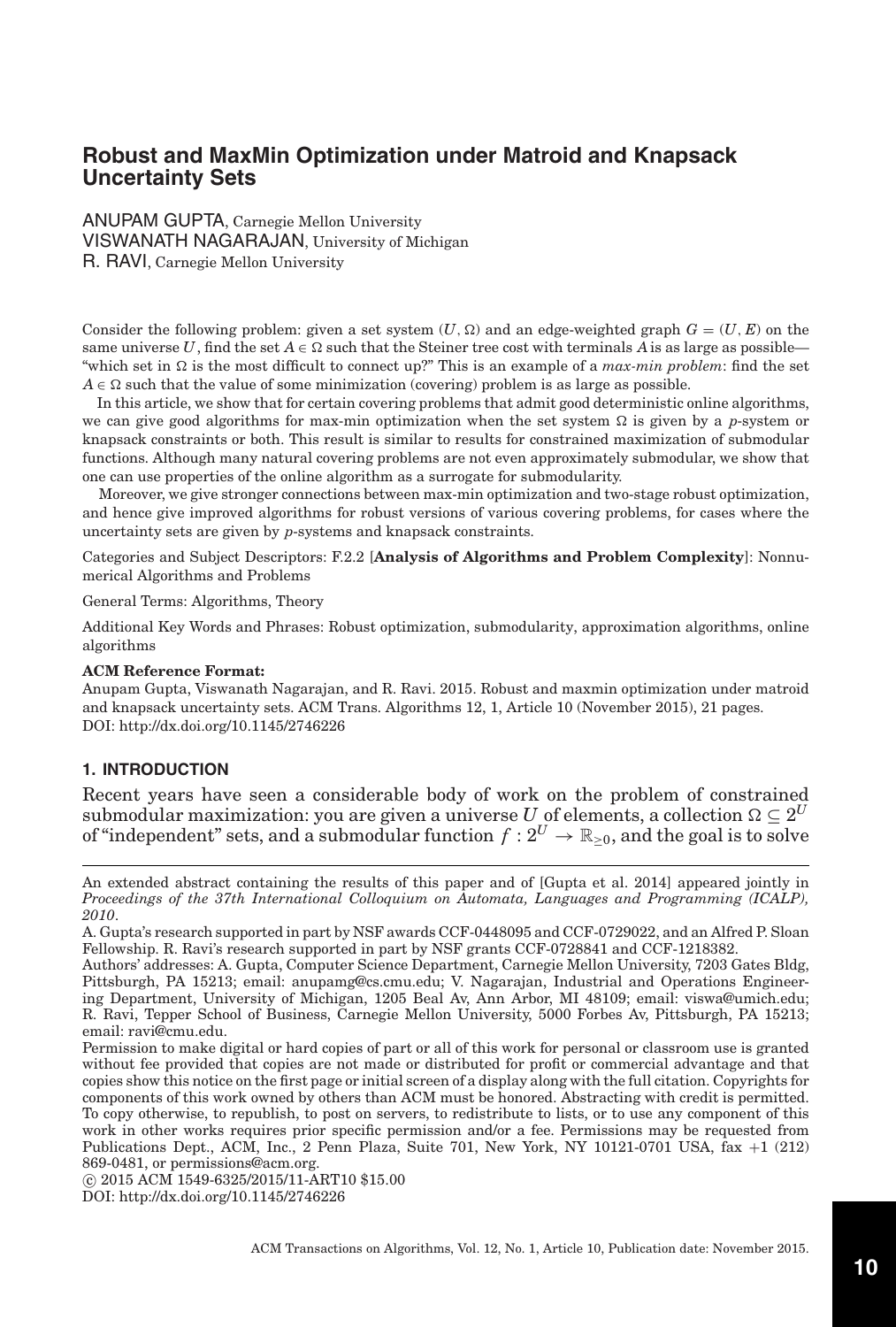# Robust and MaxMin Optimization under Matroid and Knapsack Uncertainty Sets

ANUPAM GUPTA, Carnegie Mellon University
VISWANATH NAGARAJAN, University of Michigan
R. RAVI, Carnegie Mellon University

Consider the following problem: given a set system $(U, \Omega)$ and an edge-weighted graph $G = (U, E)$ on the same universe $U$, find the set $A \in \Omega$ such that the Steiner tree cost with terminals $A$ is as large as possible—"which set in $\Omega$ is the most difficult to connect up?" This is an example of a *max-min problem*: find the set $A \in \Omega$ such that the value of some minimization (covering) problem is as large as possible.

In this article, we show that for certain covering problems that admit good deterministic online algorithms, we can give good algorithms for max-min optimization when the set system $\Omega$ is given by a $p$-system or knapsack constraints or both. This result is similar to results for constrained maximization of submodular functions. Although many natural covering problems are not even approximately submodular, we show that one can use properties of the online algorithm as a surrogate for submodularity.

Moreover, we give stronger connections between max-min optimization and two-stage robust optimization, and hence give improved algorithms for robust versions of various covering problems, for cases where the uncertainty sets are given by $p$-systems and knapsack constraints.

Categories and Subject Descriptors: F.2.2 [**Analysis of Algorithms and Problem Complexity**]: Nonnumerical Algorithms and Problems

General Terms: Algorithms, Theory

Additional Key Words and Phrases: Robust optimization, submodularity, approximation algorithms, online algorithms

**ACM Reference Format:**
Anupam Gupta, Viswanath Nagarajan, and R. Ravi. 2015. Robust and maxmin optimization under matroid and knapsack uncertainty sets. ACM Trans. Algorithms 12, 1, Article 10 (November 2015), 21 pages.
DOI: http://dx.doi.org/10.1145/2746226

## 1. INTRODUCTION

Recent years have seen a considerable body of work on the problem of constrained submodular maximization: you are given a universe $U$ of elements, a collection $\Omega \subseteq 2^U$ of "independent" sets, and a submodular function $f : 2^U \to \mathbb{R}_{\geq 0}$, and the goal is to solve

---

An extended abstract containing the results of this paper and of [Gupta et al. 2014] appeared jointly in *Proceedings of the 37th International Colloquium on Automata, Languages and Programming (ICALP), 2010*.

A. Gupta's research supported in part by NSF awards CCF-0448095 and CCF-0729022, and an Alfred P. Sloan Fellowship. R. Ravi's research supported in part by NSF grants CCF-0728841 and CCF-1218382.

Authors' addresses: A. Gupta, Computer Science Department, Carnegie Mellon University, 7203 Gates Bldg, Pittsburgh, PA 15213; email: anupamg@cs.cmu.edu; V. Nagarajan, Industrial and Operations Engineering Department, University of Michigan, 1205 Beal Av, Ann Arbor, MI 48109; email: viswa@umich.edu; R. Ravi, Tepper School of Business, Carnegie Mellon University, 5000 Forbes Av, Pittsburgh, PA 15213; email: ravi@cmu.edu.

Permission to make digital or hard copies of part or all of this work for personal or classroom use is granted without fee provided that copies are not made or distributed for profit or commercial advantage and that copies show this notice on the first page or initial screen of a display along with the full citation. Copyrights for components of this work owned by others than ACM must be honored. Abstracting with credit is permitted. To copy otherwise, to republish, to post on servers, to redistribute to lists, or to use any component of this work in other works requires prior specific permission and/or a fee. Permissions may be requested from Publications Dept., ACM, Inc., 2 Penn Plaza, Suite 701, New York, NY 10121-0701 USA, fax +1 (212) 869-0481, or permissions@acm.org.

© 2015 ACM 1549-6325/2015/11-ART10 $15.00
DOI: http://dx.doi.org/10.1145/2746226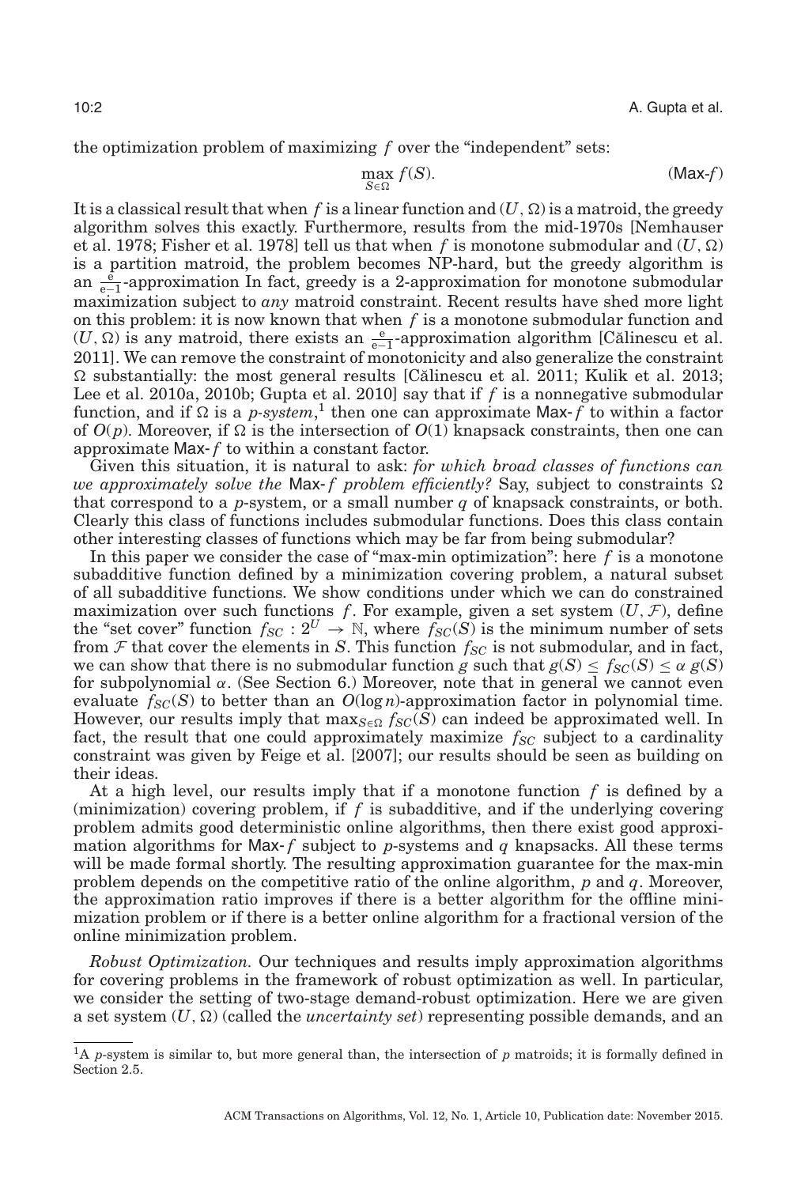the optimization problem of maximizing $f$ over the "independent" sets:

$$\max_{S \in \Omega} f(S). \qquad (\mathsf{Max}\text{-}f)$$

It is a classical result that when $f$ is a linear function and $(U, \Omega)$ is a matroid, the greedy algorithm solves this exactly. Furthermore, results from the mid-1970s [Nemhauser et al. 1978; Fisher et al. 1978] tell us that when $f$ is monotone submodular and $(U, \Omega)$ is a partition matroid, the problem becomes NP-hard, but the greedy algorithm is an $\frac{e}{e-1}$-approximation In fact, greedy is a 2-approximation for monotone submodular maximization subject to *any* matroid constraint. Recent results have shed more light on this problem: it is now known that when $f$ is a monotone submodular function and $(U, \Omega)$ is any matroid, there exists an $\frac{e}{e-1}$-approximation algorithm [Călinescu et al. 2011]. We can remove the constraint of monotonicity and also generalize the constraint $\Omega$ substantially: the most general results [Călinescu et al. 2011; Kulik et al. 2013; Lee et al. 2010a, 2010b; Gupta et al. 2010] say that if $f$ is a nonnegative submodular function, and if $\Omega$ is a *p-system*,[1] then one can approximate Max-$f$ to within a factor of $O(p)$. Moreover, if $\Omega$ is the intersection of $O(1)$ knapsack constraints, then one can approximate Max-$f$ to within a constant factor.

Given this situation, it is natural to ask: *for which broad classes of functions can we approximately solve the* Max-$f$ *problem efficiently?* Say, subject to constraints $\Omega$ that correspond to a $p$-system, or a small number $q$ of knapsack constraints, or both. Clearly this class of functions includes submodular functions. Does this class contain other interesting classes of functions which may be far from being submodular?

In this paper we consider the case of "max-min optimization": here $f$ is a monotone subadditive function defined by a minimization covering problem, a natural subset of all subadditive functions. We show conditions under which we can do constrained maximization over such functions $f$. For example, given a set system $(U, \mathcal{F})$, define the "set cover" function $f_{SC} : 2^U \to \mathbb{N}$, where $f_{SC}(S)$ is the minimum number of sets from $\mathcal{F}$ that cover the elements in $S$. This function $f_{SC}$ is not submodular, and in fact, we can show that there is no submodular function $g$ such that $g(S) \leq f_{SC}(S) \leq \alpha\, g(S)$ for subpolynomial $\alpha$. (See Section 6.) Moreover, note that in general we cannot even evaluate $f_{SC}(S)$ to better than an $O(\log n)$-approximation factor in polynomial time. However, our results imply that $\max_{S \in \Omega} f_{SC}(S)$ can indeed be approximated well. In fact, the result that one could approximately maximize $f_{SC}$ subject to a cardinality constraint was given by Feige et al. [2007]; our results should be seen as building on their ideas.

At a high level, our results imply that if a monotone function $f$ is defined by a (minimization) covering problem, if $f$ is subadditive, and if the underlying covering problem admits good deterministic online algorithms, then there exist good approximation algorithms for Max-$f$ subject to $p$-systems and $q$ knapsacks. All these terms will be made formal shortly. The resulting approximation guarantee for the max-min problem depends on the competitive ratio of the online algorithm, $p$ and $q$. Moreover, the approximation ratio improves if there is a better algorithm for the offline minimization problem or if there is a better online algorithm for a fractional version of the online minimization problem.

*Robust Optimization.* Our techniques and results imply approximation algorithms for covering problems in the framework of robust optimization as well. In particular, we consider the setting of two-stage demand-robust optimization. Here we are given a set system $(U, \Omega)$ (called the *uncertainty set*) representing possible demands, and an

[1] A $p$-system is similar to, but more general than, the intersection of $p$ matroids; it is formally defined in Section 2.5.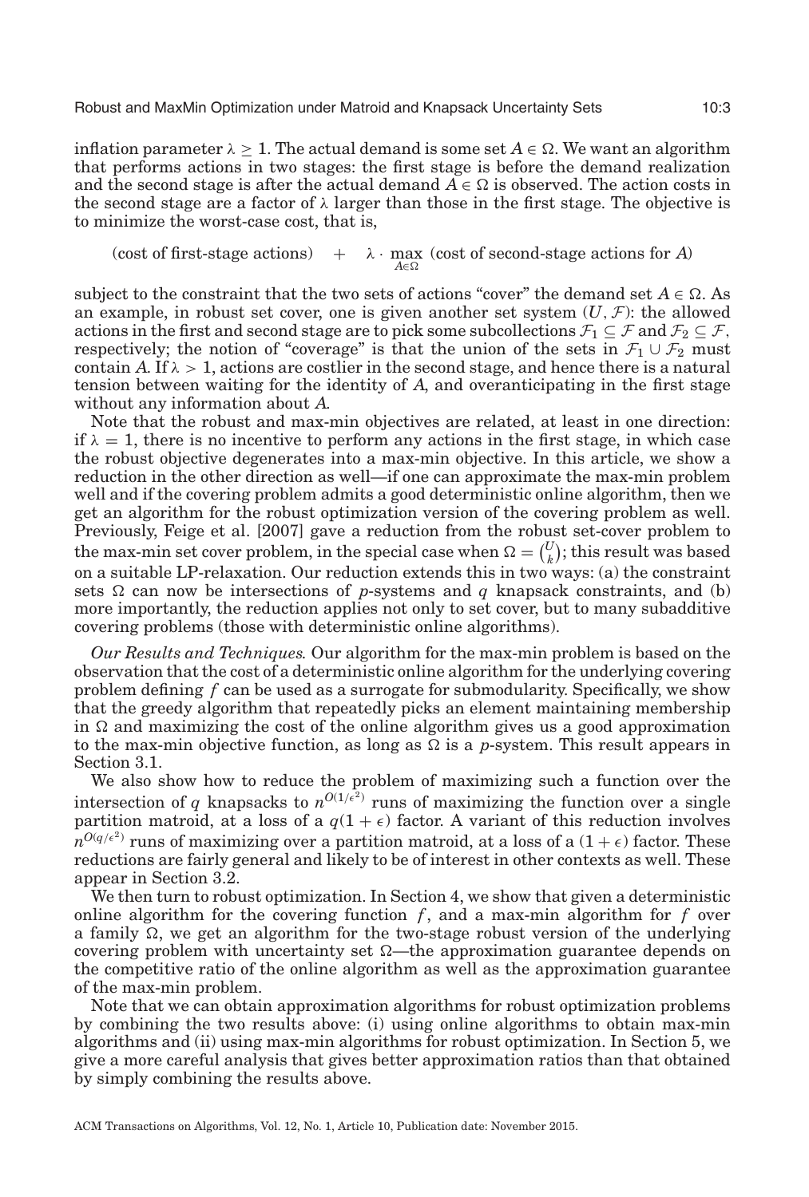inflation parameter $\lambda \geq 1$. The actual demand is some set $A \in \Omega$. We want an algorithm that performs actions in two stages: the first stage is before the demand realization and the second stage is after the actual demand $A \in \Omega$ is observed. The action costs in the second stage are a factor of $\lambda$ larger than those in the first stage. The objective is to minimize the worst-case cost, that is,

$$\text{(cost of first-stage actions)} \quad + \quad \lambda \cdot \max_{A \in \Omega} \text{(cost of second-stage actions for } A\text{)}$$

subject to the constraint that the two sets of actions "cover" the demand set $A \in \Omega$. As an example, in robust set cover, one is given another set system $(U, \mathcal{F})$: the allowed actions in the first and second stage are to pick some subcollections $\mathcal{F}_1 \subseteq \mathcal{F}$ and $\mathcal{F}_2 \subseteq \mathcal{F}$, respectively; the notion of "coverage" is that the union of the sets in $\mathcal{F}_1 \cup \mathcal{F}_2$ must contain $A$. If $\lambda > 1$, actions are costlier in the second stage, and hence there is a natural tension between waiting for the identity of $A$, and overanticipating in the first stage without any information about $A$.

Note that the robust and max-min objectives are related, at least in one direction: if $\lambda = 1$, there is no incentive to perform any actions in the first stage, in which case the robust objective degenerates into a max-min objective. In this article, we show a reduction in the other direction as well—if one can approximate the max-min problem well and if the covering problem admits a good deterministic online algorithm, then we get an algorithm for the robust optimization version of the covering problem as well. Previously, Feige et al. [2007] gave a reduction from the robust set-cover problem to the max-min set cover problem, in the special case when $\Omega = \binom{U}{k}$; this result was based on a suitable LP-relaxation. Our reduction extends this in two ways: (a) the constraint sets $\Omega$ can now be intersections of $p$-systems and $q$ knapsack constraints, and (b) more importantly, the reduction applies not only to set cover, but to many subadditive covering problems (those with deterministic online algorithms).

*Our Results and Techniques.* Our algorithm for the max-min problem is based on the observation that the cost of a deterministic online algorithm for the underlying covering problem defining $f$ can be used as a surrogate for submodularity. Specifically, we show that the greedy algorithm that repeatedly picks an element maintaining membership in $\Omega$ and maximizing the cost of the online algorithm gives us a good approximation to the max-min objective function, as long as $\Omega$ is a $p$-system. This result appears in Section 3.1.

We also show how to reduce the problem of maximizing such a function over the intersection of $q$ knapsacks to $n^{O(1/\epsilon^2)}$ runs of maximizing the function over a single partition matroid, at a loss of a $q(1+\epsilon)$ factor. A variant of this reduction involves $n^{O(q/\epsilon^2)}$ runs of maximizing over a partition matroid, at a loss of a $(1+\epsilon)$ factor. These reductions are fairly general and likely to be of interest in other contexts as well. These appear in Section 3.2.

We then turn to robust optimization. In Section 4, we show that given a deterministic online algorithm for the covering function $f$, and a max-min algorithm for $f$ over a family $\Omega$, we get an algorithm for the two-stage robust version of the underlying covering problem with uncertainty set $\Omega$—the approximation guarantee depends on the competitive ratio of the online algorithm as well as the approximation guarantee of the max-min problem.

Note that we can obtain approximation algorithms for robust optimization problems by combining the two results above: (i) using online algorithms to obtain max-min algorithms and (ii) using max-min algorithms for robust optimization. In Section 5, we give a more careful analysis that gives better approximation ratios than that obtained by simply combining the results above.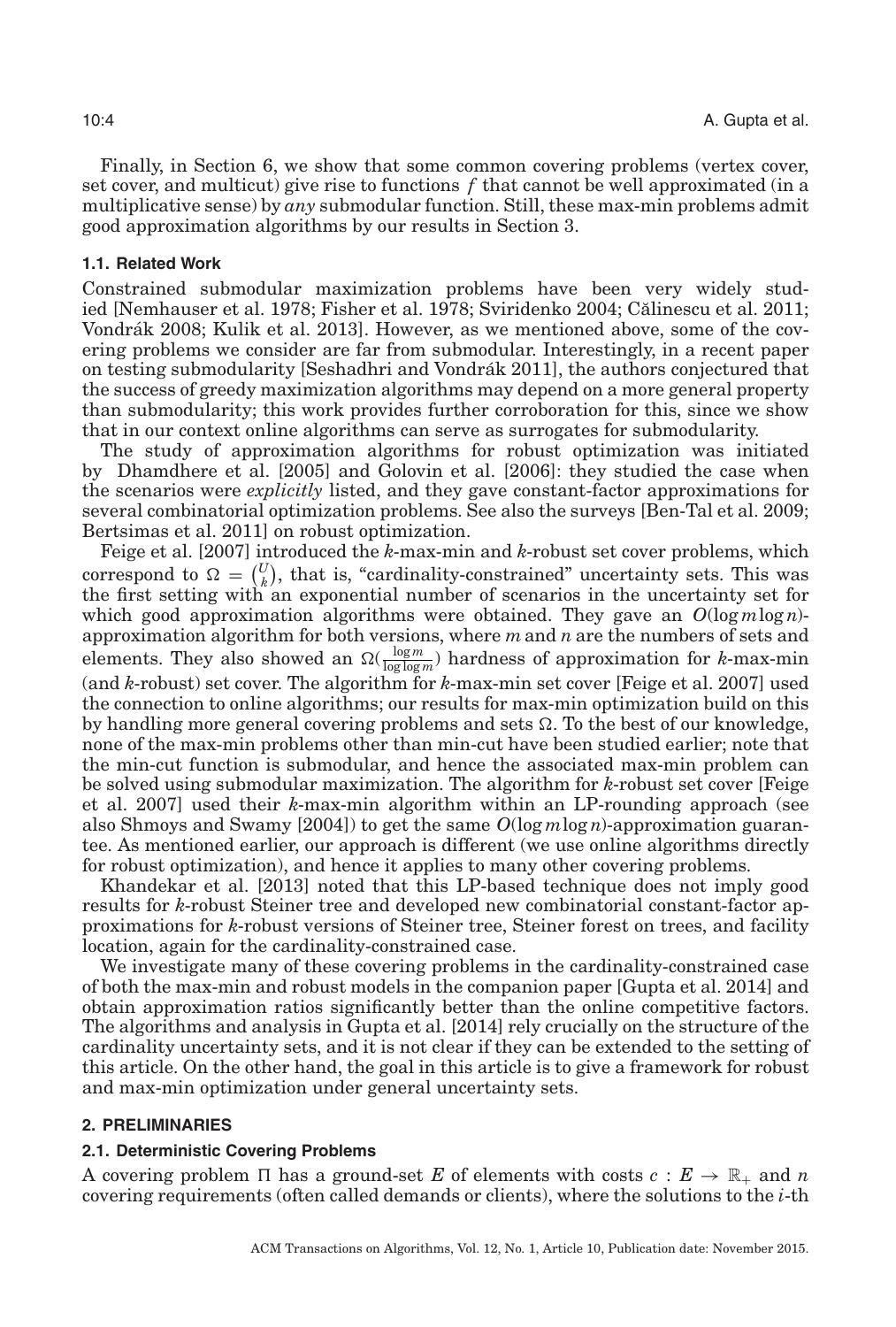Finally, in Section 6, we show that some common covering problems (vertex cover, set cover, and multicut) give rise to functions $f$ that cannot be well approximated (in a multiplicative sense) by *any* submodular function. Still, these max-min problems admit good approximation algorithms by our results in Section 3.

### 1.1. Related Work

Constrained submodular maximization problems have been very widely studied [Nemhauser et al. 1978; Fisher et al. 1978; Sviridenko 2004; Călinescu et al. 2011; Vondrák 2008; Kulik et al. 2013]. However, as we mentioned above, some of the covering problems we consider are far from submodular. Interestingly, in a recent paper on testing submodularity [Seshadhri and Vondrák 2011], the authors conjectured that the success of greedy maximization algorithms may depend on a more general property than submodularity; this work provides further corroboration for this, since we show that in our context online algorithms can serve as surrogates for submodularity.

The study of approximation algorithms for robust optimization was initiated by Dhamdhere et al. [2005] and Golovin et al. [2006]: they studied the case when the scenarios were *explicitly* listed, and they gave constant-factor approximations for several combinatorial optimization problems. See also the surveys [Ben-Tal et al. 2009; Bertsimas et al. 2011] on robust optimization.

Feige et al. [2007] introduced the $k$-max-min and $k$-robust set cover problems, which correspond to $\Omega = \binom{U}{k}$, that is, "cardinality-constrained" uncertainty sets. This was the first setting with an exponential number of scenarios in the uncertainty set for which good approximation algorithms were obtained. They gave an $O(\log m \log n)$-approximation algorithm for both versions, where $m$ and $n$ are the numbers of sets and elements. They also showed an $\Omega(\frac{\log m}{\log \log m})$ hardness of approximation for $k$-max-min (and $k$-robust) set cover. The algorithm for $k$-max-min set cover [Feige et al. 2007] used the connection to online algorithms; our results for max-min optimization build on this by handling more general covering problems and sets $\Omega$. To the best of our knowledge, none of the max-min problems other than min-cut have been studied earlier; note that the min-cut function is submodular, and hence the associated max-min problem can be solved using submodular maximization. The algorithm for $k$-robust set cover [Feige et al. 2007] used their $k$-max-min algorithm within an LP-rounding approach (see also Shmoys and Swamy [2004]) to get the same $O(\log m \log n)$-approximation guarantee. As mentioned earlier, our approach is different (we use online algorithms directly for robust optimization), and hence it applies to many other covering problems.

Khandekar et al. [2013] noted that this LP-based technique does not imply good results for $k$-robust Steiner tree and developed new combinatorial constant-factor approximations for $k$-robust versions of Steiner tree, Steiner forest on trees, and facility location, again for the cardinality-constrained case.

We investigate many of these covering problems in the cardinality-constrained case of both the max-min and robust models in the companion paper [Gupta et al. 2014] and obtain approximation ratios significantly better than the online competitive factors. The algorithms and analysis in Gupta et al. [2014] rely crucially on the structure of the cardinality uncertainty sets, and it is not clear if they can be extended to the setting of this article. On the other hand, the goal in this article is to give a framework for robust and max-min optimization under general uncertainty sets.

## 2. PRELIMINARIES

### 2.1. Deterministic Covering Problems

A covering problem $\Pi$ has a ground-set $E$ of elements with costs $c : E \to \mathbb{R}_+$ and $n$ covering requirements (often called demands or clients), where the solutions to the $i$-th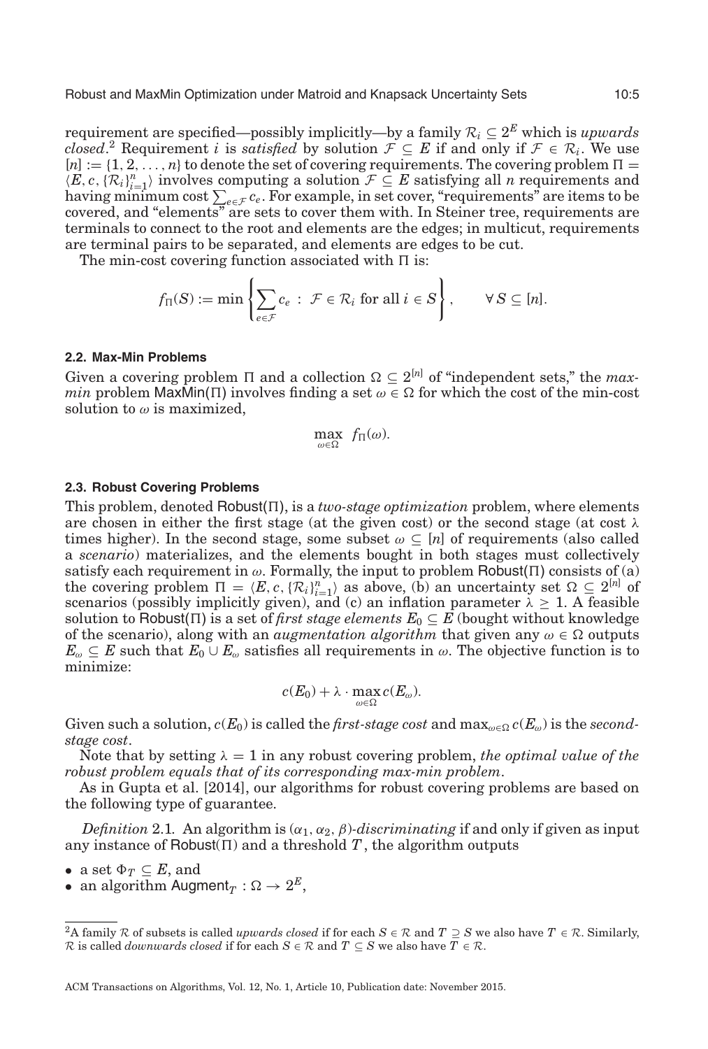requirement are specified—possibly implicitly—by a family $\mathcal{R}_i \subseteq 2^E$ which is *upwards closed*.[2] Requirement $i$ is *satisfied* by solution $\mathcal{F} \subseteq E$ if and only if $\mathcal{F} \in \mathcal{R}_i$. We use $[n] := \{1, 2, \ldots, n\}$ to denote the set of covering requirements. The covering problem $\Pi = \langle E, c, \{\mathcal{R}_i\}_{i=1}^n \rangle$ involves computing a solution $\mathcal{F} \subseteq E$ satisfying all $n$ requirements and having minimum cost $\sum_{e \in \mathcal{F}} c_e$. For example, in set cover, "requirements" are items to be covered, and "elements" are sets to cover them with. In Steiner tree, requirements are terminals to connect to the root and elements are the edges; in multicut, requirements are terminal pairs to be separated, and elements are edges to be cut.

The min-cost covering function associated with $\Pi$ is:

$$f_\Pi(S) := \min \left\{ \sum_{e \in \mathcal{F}} c_e \ : \ \mathcal{F} \in \mathcal{R}_i \text{ for all } i \in S \right\}, \qquad \forall\, S \subseteq [n].$$

### 2.2. Max-Min Problems

Given a covering problem $\Pi$ and a collection $\Omega \subseteq 2^{[n]}$ of "independent sets," the *max-min* problem $\mathsf{MaxMin}(\Pi)$ involves finding a set $\omega \in \Omega$ for which the cost of the min-cost solution to $\omega$ is maximized,

$$\max_{\omega \in \Omega} \ f_\Pi(\omega).$$

### 2.3. Robust Covering Problems

This problem, denoted $\mathsf{Robust}(\Pi)$, is a *two-stage optimization* problem, where elements are chosen in either the first stage (at the given cost) or the second stage (at cost $\lambda$ times higher). In the second stage, some subset $\omega \subseteq [n]$ of requirements (also called a *scenario*) materializes, and the elements bought in both stages must collectively satisfy each requirement in $\omega$. Formally, the input to problem $\mathsf{Robust}(\Pi)$ consists of (a) the covering problem $\Pi = \langle E, c, \{\mathcal{R}_i\}_{i=1}^n \rangle$ as above, (b) an uncertainty set $\Omega \subseteq 2^{[n]}$ of scenarios (possibly implicitly given), and (c) an inflation parameter $\lambda \geq 1$. A feasible solution to $\mathsf{Robust}(\Pi)$ is a set of *first stage elements* $E_0 \subseteq E$ (bought without knowledge of the scenario), along with an *augmentation algorithm* that given any $\omega \in \Omega$ outputs $E_\omega \subseteq E$ such that $E_0 \cup E_\omega$ satisfies all requirements in $\omega$. The objective function is to minimize:

$$c(E_0) + \lambda \cdot \max_{\omega \in \Omega} c(E_\omega).$$

Given such a solution, $c(E_0)$ is called the *first-stage cost* and $\max_{\omega \in \Omega} c(E_\omega)$ is the *second-stage cost*.

Note that by setting $\lambda = 1$ in any robust covering problem, *the optimal value of the robust problem equals that of its corresponding max-min problem*.

As in Gupta et al. [2014], our algorithms for robust covering problems are based on the following type of guarantee.

*Definition* 2.1. An algorithm is $(\alpha_1, \alpha_2, \beta)$-*discriminating* if and only if given as input any instance of $\mathsf{Robust}(\Pi)$ and a threshold $T$, the algorithm outputs

- a set $\Phi_T \subseteq E$, and
- an algorithm $\mathsf{Augment}_T : \Omega \to 2^E$,

[2] A family $\mathcal{R}$ of subsets is called *upwards closed* if for each $S \in \mathcal{R}$ and $T \supseteq S$ we also have $T \in \mathcal{R}$. Similarly, $\mathcal{R}$ is called *downwards closed* if for each $S \in \mathcal{R}$ and $T \subseteq S$ we also have $T \in \mathcal{R}$.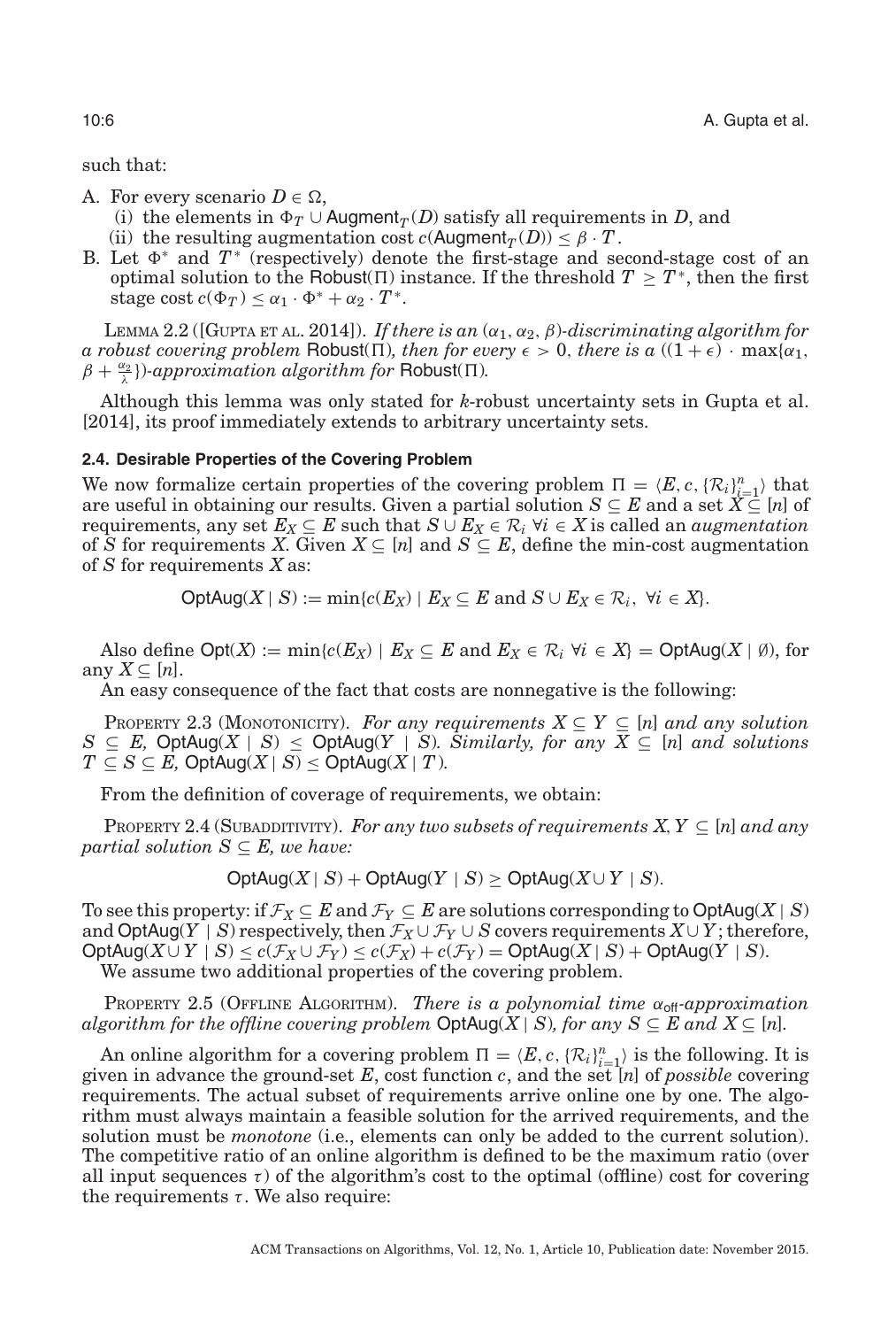such that:

A. For every scenario $D \in \Omega$,
   (i) the elements in $\Phi_T \cup \mathsf{Augment}_T(D)$ satisfy all requirements in $D$, and
   (ii) the resulting augmentation cost $c(\mathsf{Augment}_T(D)) \leq \beta \cdot T$.
B. Let $\Phi^*$ and $T^*$ (respectively) denote the first-stage and second-stage cost of an optimal solution to the $\mathsf{Robust}(\Pi)$ instance. If the threshold $T \geq T^*$, then the first stage cost $c(\Phi_T) \leq \alpha_1 \cdot \Phi^* + \alpha_2 \cdot T^*$.

LEMMA 2.2 ([GUPTA ET AL. 2014]). *If there is an $(\alpha_1, \alpha_2, \beta)$-discriminating algorithm for a robust covering problem $\mathsf{Robust}(\Pi)$, then for every $\epsilon > 0$, there is a $((1+\epsilon) \cdot \max\{\alpha_1, \beta + \frac{\alpha_2}{\lambda}\})$-approximation algorithm for $\mathsf{Robust}(\Pi)$.*

Although this lemma was only stated for $k$-robust uncertainty sets in Gupta et al. [2014], its proof immediately extends to arbitrary uncertainty sets.

### 2.4. Desirable Properties of the Covering Problem

We now formalize certain properties of the covering problem $\Pi = \langle E, c, \{\mathcal{R}_i\}_{i=1}^n \rangle$ that are useful in obtaining our results. Given a partial solution $S \subseteq E$ and a set $X \subseteq [n]$ of requirements, any set $E_X \subseteq E$ such that $S \cup E_X \in \mathcal{R}_i \ \forall i \in X$ is called an *augmentation* of $S$ for requirements $X$. Given $X \subseteq [n]$ and $S \subseteq E$, define the min-cost augmentation of $S$ for requirements $X$ as:

$$\mathsf{OptAug}(X \mid S) := \min\{c(E_X) \mid E_X \subseteq E \text{ and } S \cup E_X \in \mathcal{R}_i, \ \forall i \in X\}.$$

Also define $\mathsf{Opt}(X) := \min\{c(E_X) \mid E_X \subseteq E \text{ and } E_X \in \mathcal{R}_i \ \forall i \in X\} = \mathsf{OptAug}(X \mid \emptyset)$, for any $X \subseteq [n]$.

An easy consequence of the fact that costs are nonnegative is the following:

PROPERTY 2.3 (MONOTONICITY). *For any requirements $X \subseteq Y \subseteq [n]$ and any solution $S \subseteq E$, $\mathsf{OptAug}(X \mid S) \leq \mathsf{OptAug}(Y \mid S)$. Similarly, for any $X \subseteq [n]$ and solutions $T \subseteq S \subseteq E$, $\mathsf{OptAug}(X \mid S) \leq \mathsf{OptAug}(X \mid T)$.*

From the definition of coverage of requirements, we obtain:

PROPERTY 2.4 (SUBADDITIVITY). *For any two subsets of requirements $X, Y \subseteq [n]$ and any partial solution $S \subseteq E$, we have:*

$$\mathsf{OptAug}(X \mid S) + \mathsf{OptAug}(Y \mid S) \geq \mathsf{OptAug}(X \cup Y \mid S).$$

To see this property: if $\mathcal{F}_X \subseteq E$ and $\mathcal{F}_Y \subseteq E$ are solutions corresponding to $\mathsf{OptAug}(X \mid S)$ and $\mathsf{OptAug}(Y \mid S)$ respectively, then $\mathcal{F}_X \cup \mathcal{F}_Y \cup S$ covers requirements $X \cup Y$; therefore, $\mathsf{OptAug}(X \cup Y \mid S) \leq c(\mathcal{F}_X \cup \mathcal{F}_Y) \leq c(\mathcal{F}_X) + c(\mathcal{F}_Y) = \mathsf{OptAug}(X \mid S) + \mathsf{OptAug}(Y \mid S)$.

We assume two additional properties of the covering problem.

PROPERTY 2.5 (OFFLINE ALGORITHM). *There is a polynomial time $\alpha_{\mathsf{off}}$-approximation algorithm for the offline covering problem $\mathsf{OptAug}(X \mid S)$, for any $S \subseteq E$ and $X \subseteq [n]$.*

An online algorithm for a covering problem $\Pi = \langle E, c, \{\mathcal{R}_i\}_{i=1}^n \rangle$ is the following. It is given in advance the ground-set $E$, cost function $c$, and the set $[n]$ of *possible* covering requirements. The actual subset of requirements arrive online one by one. The algorithm must always maintain a feasible solution for the arrived requirements, and the solution must be *monotone* (i.e., elements can only be added to the current solution). The competitive ratio of an online algorithm is defined to be the maximum ratio (over all input sequences $\tau$) of the algorithm's cost to the optimal (offline) cost for covering the requirements $\tau$. We also require: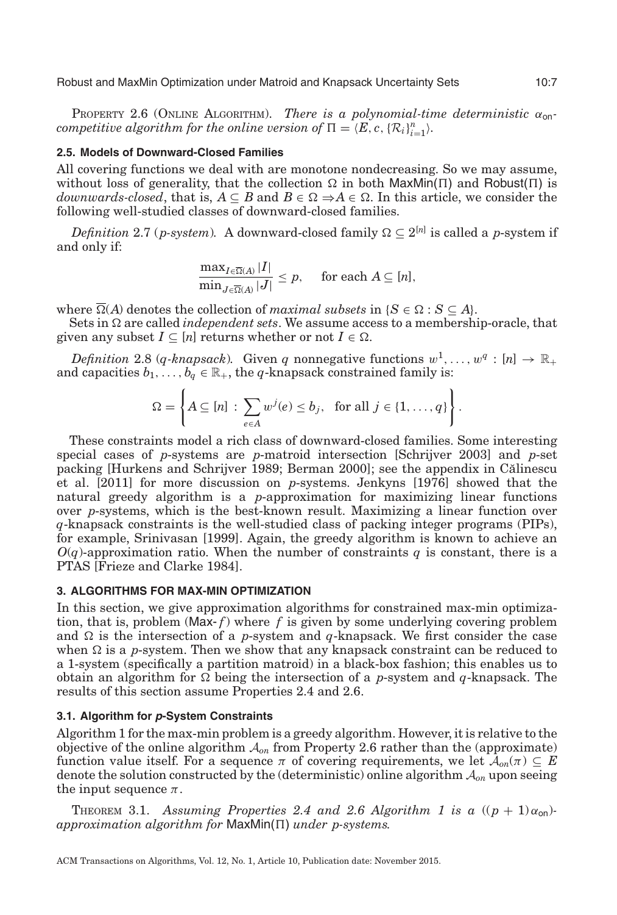PROPERTY 2.6 (ONLINE ALGORITHM). *There is a polynomial-time deterministic $\alpha_{\mathsf{on}}$-competitive algorithm for the online version of $\Pi = \langle E, c, \{\mathcal{R}_i\}_{i=1}^n \rangle$.*

### 2.5. Models of Downward-Closed Families

All covering functions we deal with are monotone nondecreasing. So we may assume, without loss of generality, that the collection $\Omega$ in both $\mathsf{MaxMin}(\Pi)$ and $\mathsf{Robust}(\Pi)$ is *downwards-closed*, that is, $A \subseteq B$ and $B \in \Omega \Rightarrow A \in \Omega$. In this article, we consider the following well-studied classes of downward-closed families.

*Definition* 2.7 (*p-system*). A downward-closed family $\Omega \subseteq 2^{[n]}$ is called a $p$-system if and only if:

$$\frac{\max_{I \in \overline{\Omega}(A)} |I|}{\min_{J \in \overline{\Omega}(A)} |J|} \leq p, \quad \text{for each } A \subseteq [n],$$

where $\overline{\Omega}(A)$ denotes the collection of *maximal subsets* in $\{S \in \Omega : S \subseteq A\}$.

Sets in $\Omega$ are called *independent sets*. We assume access to a membership-oracle, that given any subset $I \subseteq [n]$ returns whether or not $I \in \Omega$.

*Definition* 2.8 (*q-knapsack*). Given $q$ nonnegative functions $w^1, \ldots, w^q : [n] \to \mathbb{R}_+$ and capacities $b_1, \ldots, b_q \in \mathbb{R}_+$, the $q$-knapsack constrained family is:

$$\Omega = \left\{ A \subseteq [n] \, : \, \sum_{e \in A} w^j(e) \leq b_j, \quad \text{for all } j \in \{1, \ldots, q\} \right\}.$$

These constraints model a rich class of downward-closed families. Some interesting special cases of $p$-systems are $p$-matroid intersection [Schrijver 2003] and $p$-set packing [Hurkens and Schrijver 1989; Berman 2000]; see the appendix in Călinescu et al. [2011] for more discussion on $p$-systems. Jenkyns [1976] showed that the natural greedy algorithm is a $p$-approximation for maximizing linear functions over $p$-systems, which is the best-known result. Maximizing a linear function over $q$-knapsack constraints is the well-studied class of packing integer programs (PIPs), for example, Srinivasan [1999]. Again, the greedy algorithm is known to achieve an $O(q)$-approximation ratio. When the number of constraints $q$ is constant, there is a PTAS [Frieze and Clarke 1984].

## 3. ALGORITHMS FOR MAX-MIN OPTIMIZATION

In this section, we give approximation algorithms for constrained max-min optimization, that is, problem (Max-$f$) where $f$ is given by some underlying covering problem and $\Omega$ is the intersection of a $p$-system and $q$-knapsack. We first consider the case when $\Omega$ is a $p$-system. Then we show that any knapsack constraint can be reduced to a 1-system (specifically a partition matroid) in a black-box fashion; this enables us to obtain an algorithm for $\Omega$ being the intersection of a $p$-system and $q$-knapsack. The results of this section assume Properties 2.4 and 2.6.

### 3.1. Algorithm for *p*-System Constraints

Algorithm 1 for the max-min problem is a greedy algorithm. However, it is relative to the objective of the online algorithm $\mathcal{A}_{on}$ from Property 2.6 rather than the (approximate) function value itself. For a sequence $\pi$ of covering requirements, we let $\mathcal{A}_{on}(\pi) \subseteq E$ denote the solution constructed by the (deterministic) online algorithm $\mathcal{A}_{on}$ upon seeing the input sequence $\pi$.

THEOREM 3.1. *Assuming Properties 2.4 and 2.6 Algorithm 1 is a $((p+1)\alpha_{\mathsf{on}})$-approximation algorithm for $\mathsf{MaxMin}(\Pi)$ under $p$-systems.*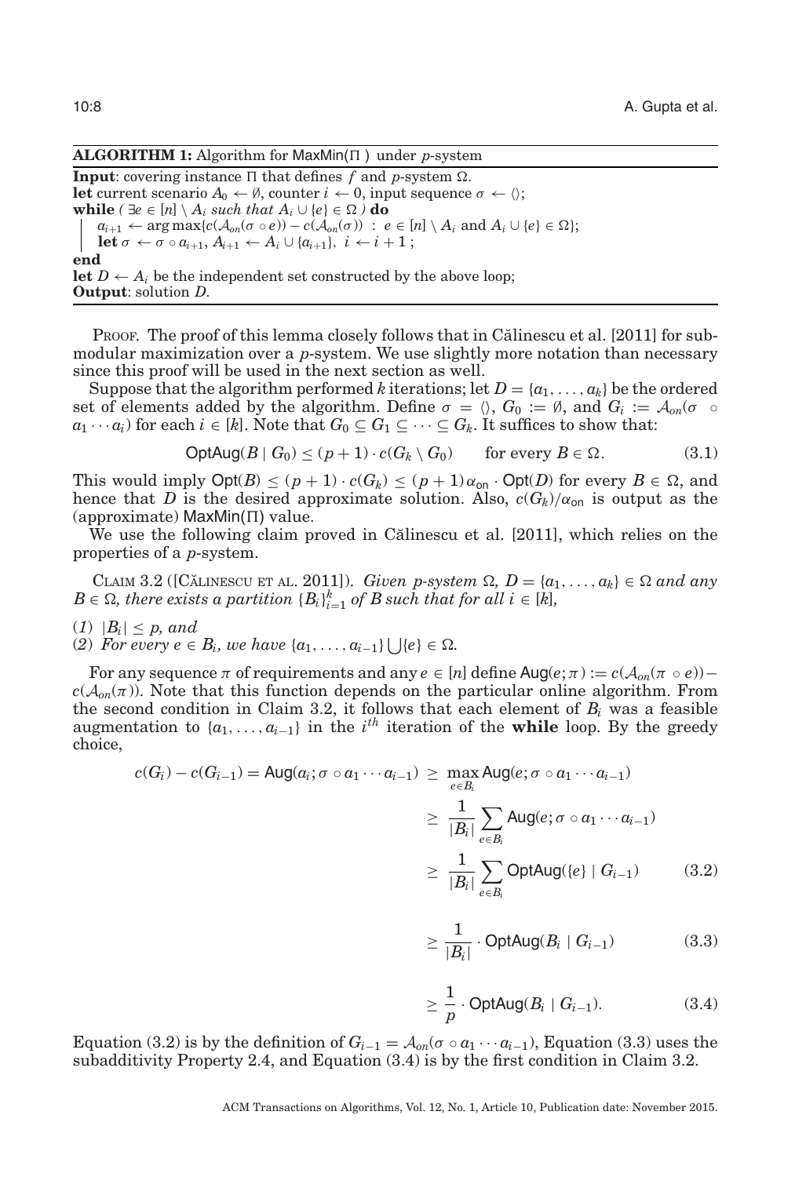**ALGORITHM 1:** Algorithm for $\mathsf{MaxMin}(\Pi)$ under $p$-system

**Input**: covering instance $\Pi$ that defines $f$ and $p$-system $\Omega$.
**let** current scenario $A_0 \leftarrow \emptyset$, counter $i \leftarrow 0$, input sequence $\sigma \leftarrow \langle\rangle$;
**while** *( $\exists e \in [n] \setminus A_i$ such that $A_i \cup \{e\} \in \Omega$ )* **do**
  $a_{i+1} \leftarrow \arg\max\{c(\mathcal{A}_{on}(\sigma \circ e)) - c(\mathcal{A}_{on}(\sigma)) \,:\, e \in [n] \setminus A_i \text{ and } A_i \cup \{e\} \in \Omega\}$;
  **let** $\sigma \leftarrow \sigma \circ a_{i+1}$, $A_{i+1} \leftarrow A_i \cup \{a_{i+1}\}$, $i \leftarrow i+1$ ;
**end**
**let** $D \leftarrow A_i$ be the independent set constructed by the above loop;
**Output**: solution $D$.

Proof. The proof of this lemma closely follows that in Călinescu et al. [2011] for submodular maximization over a $p$-system. We use slightly more notation than necessary since this proof will be used in the next section as well.

Suppose that the algorithm performed $k$ iterations; let $D = \{a_1, \ldots, a_k\}$ be the ordered set of elements added by the algorithm. Define $\sigma = \langle\rangle$, $G_0 := \emptyset$, and $G_i := \mathcal{A}_{on}(\sigma \circ a_1 \cdots a_i)$ for each $i \in [k]$. Note that $G_0 \subseteq G_1 \subseteq \cdots \subseteq G_k$. It suffices to show that:

$$\mathsf{OptAug}(B \mid G_0) \leq (p+1) \cdot c(G_k \setminus G_0) \qquad \text{for every } B \in \Omega. \tag{3.1}$$

This would imply $\mathsf{Opt}(B) \leq (p+1) \cdot c(G_k) \leq (p+1)\,\alpha_{\mathsf{on}} \cdot \mathsf{Opt}(D)$ for every $B \in \Omega$, and hence that $D$ is the desired approximate solution. Also, $c(G_k)/\alpha_{\mathsf{on}}$ is output as the (approximate) $\mathsf{MaxMin}(\Pi)$ value.

We use the following claim proved in Călinescu et al. [2011], which relies on the properties of a $p$-system.

Claim 3.2 ([Călinescu et al. 2011]). *Given $p$-system $\Omega$, $D = \{a_1, \ldots, a_k\} \in \Omega$ and any $B \in \Omega$, there exists a partition $\{B_i\}_{i=1}^k$ of $B$ such that for all $i \in [k]$,*

*(1) $|B_i| \leq p$, and*
*(2) For every $e \in B_i$, we have $\{a_1, \ldots, a_{i-1}\} \bigcup \{e\} \in \Omega$.*

For any sequence $\pi$ of requirements and any $e \in [n]$ define $\mathsf{Aug}(e;\pi) := c(\mathcal{A}_{on}(\pi \circ e)) - c(\mathcal{A}_{on}(\pi))$. Note that this function depends on the particular online algorithm. From the second condition in Claim 3.2, it follows that each element of $B_i$ was a feasible augmentation to $\{a_1, \ldots, a_{i-1}\}$ in the $i^{th}$ iteration of the **while** loop. By the greedy choice,

$$\begin{aligned}
c(G_i) - c(G_{i-1}) = \mathsf{Aug}(a_i; \sigma \circ a_1 \cdots a_{i-1}) &\geq \max_{e \in B_i} \mathsf{Aug}(e; \sigma \circ a_1 \cdots a_{i-1}) \\
&\geq \frac{1}{|B_i|} \sum_{e \in B_i} \mathsf{Aug}(e; \sigma \circ a_1 \cdots a_{i-1}) \\
&\geq \frac{1}{|B_i|} \sum_{e \in B_i} \mathsf{OptAug}(\{e\} \mid G_{i-1}) \qquad (3.2) \\
&\geq \frac{1}{|B_i|} \cdot \mathsf{OptAug}(B_i \mid G_{i-1}) \qquad (3.3) \\
&\geq \frac{1}{p} \cdot \mathsf{OptAug}(B_i \mid G_{i-1}). \qquad (3.4)
\end{aligned}$$

Equation (3.2) is by the definition of $G_{i-1} = \mathcal{A}_{on}(\sigma \circ a_1 \cdots a_{i-1})$, Equation (3.3) uses the subadditivity Property 2.4, and Equation (3.4) is by the first condition in Claim 3.2.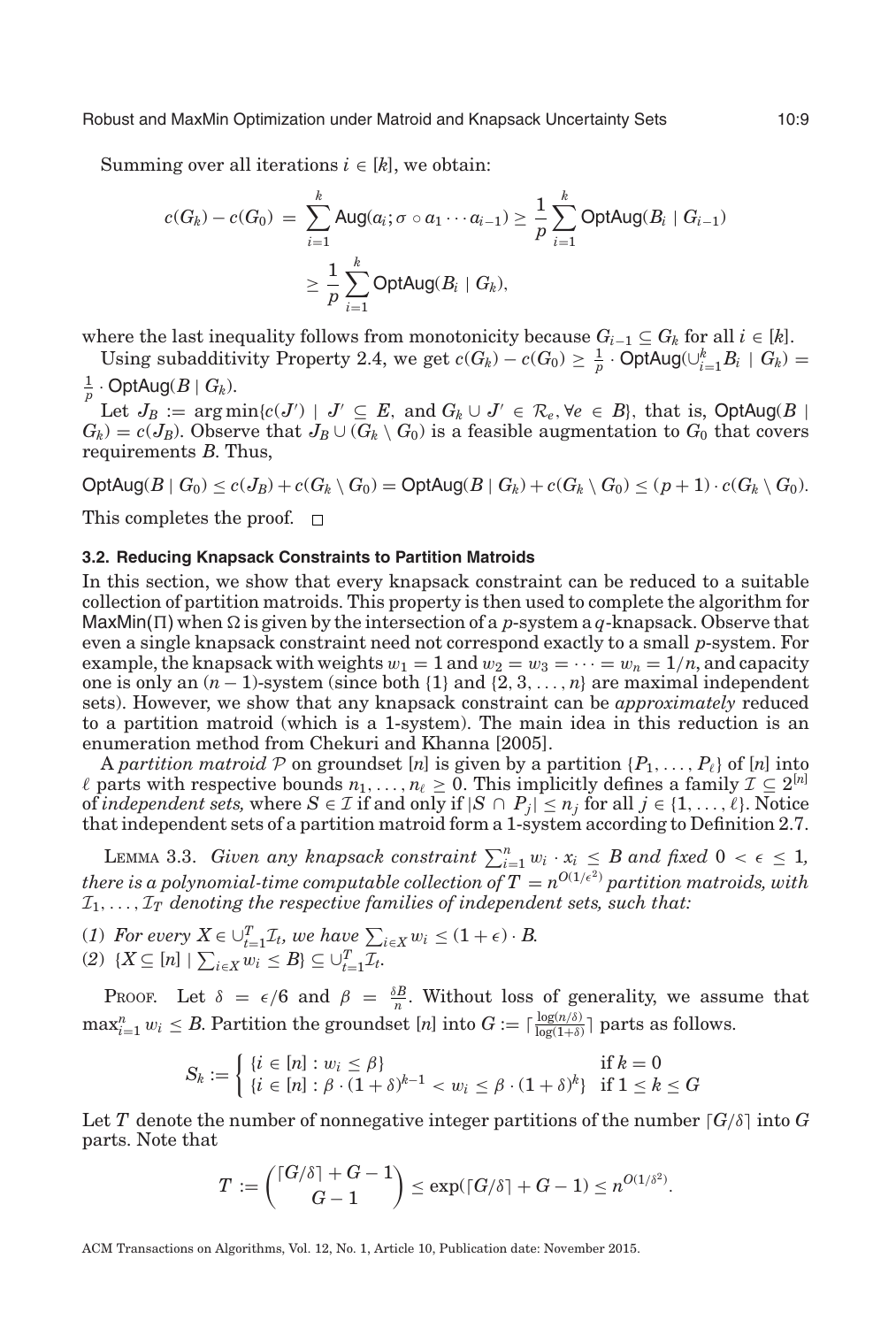Summing over all iterations $i \in [k]$, we obtain:

$$c(G_k) - c(G_0) = \sum_{i=1}^{k} \mathsf{Aug}(a_i; \sigma \circ a_1 \cdots a_{i-1}) \geq \frac{1}{p} \sum_{i=1}^{k} \mathsf{OptAug}(B_i \mid G_{i-1})$$
$$\geq \frac{1}{p} \sum_{i=1}^{k} \mathsf{OptAug}(B_i \mid G_k),$$

where the last inequality follows from monotonicity because $G_{i-1} \subseteq G_k$ for all $i \in [k]$.

Using subadditivity Property 2.4, we get $c(G_k) - c(G_0) \geq \frac{1}{p} \cdot \mathsf{OptAug}(\cup_{i=1}^{k} B_i \mid G_k) = \frac{1}{p} \cdot \mathsf{OptAug}(B \mid G_k)$.

Let $J_B := \arg\min\{c(J') \mid J' \subseteq E, \text{ and } G_k \cup J' \in \mathcal{R}_e, \forall e \in B\}$, that is, $\mathsf{OptAug}(B \mid G_k) = c(J_B)$. Observe that $J_B \cup (G_k \setminus G_0)$ is a feasible augmentation to $G_0$ that covers requirements $B$. Thus,

$$\mathsf{OptAug}(B \mid G_0) \leq c(J_B) + c(G_k \setminus G_0) = \mathsf{OptAug}(B \mid G_k) + c(G_k \setminus G_0) \leq (p+1) \cdot c(G_k \setminus G_0).$$

This completes the proof. $\square$

### 3.2. Reducing Knapsack Constraints to Partition Matroids

In this section, we show that every knapsack constraint can be reduced to a suitable collection of partition matroids. This property is then used to complete the algorithm for $\mathsf{MaxMin}(\Pi)$ when $\Omega$ is given by the intersection of a $p$-system a $q$-knapsack. Observe that even a single knapsack constraint need not correspond exactly to a small $p$-system. For example, the knapsack with weights $w_1 = 1$ and $w_2 = w_3 = \cdots = w_n = 1/n$, and capacity one is only an $(n-1)$-system (since both $\{1\}$ and $\{2, 3, \ldots, n\}$ are maximal independent sets). However, we show that any knapsack constraint can be *approximately* reduced to a partition matroid (which is a 1-system). The main idea in this reduction is an enumeration method from Chekuri and Khanna [2005].

A *partition matroid* $\mathcal{P}$ on groundset $[n]$ is given by a partition $\{P_1, \ldots, P_\ell\}$ of $[n]$ into $\ell$ parts with respective bounds $n_1, \ldots, n_\ell \geq 0$. This implicitly defines a family $\mathcal{I} \subseteq 2^{[n]}$ of *independent sets,* where $S \in \mathcal{I}$ if and only if $|S \cap P_j| \leq n_j$ for all $j \in \{1, \ldots, \ell\}$. Notice that independent sets of a partition matroid form a 1-system according to Definition 2.7.

LEMMA 3.3. *Given any knapsack constraint $\sum_{i=1}^{n} w_i \cdot x_i \leq B$ and fixed $0 < \epsilon \leq 1$, there is a polynomial-time computable collection of $T = n^{O(1/\epsilon^2)}$ partition matroids, with $\mathcal{I}_1, \ldots, \mathcal{I}_T$ denoting the respective families of independent sets, such that:*

(1) *For every $X \in \cup_{t=1}^{T} \mathcal{I}_t$, we have $\sum_{i \in X} w_i \leq (1+\epsilon) \cdot B$.*
(2) $\{X \subseteq [n] \mid \sum_{i \in X} w_i \leq B\} \subseteq \cup_{t=1}^{T} \mathcal{I}_t$.

PROOF. Let $\delta = \epsilon/6$ and $\beta = \frac{\delta B}{n}$. Without loss of generality, we assume that $\max_{i=1}^{n} w_i \leq B$. Partition the groundset $[n]$ into $G := \lceil \frac{\log(n/\delta)}{\log(1+\delta)} \rceil$ parts as follows.

$$S_k := \begin{cases} \{i \in [n] : w_i \leq \beta\} & \text{if } k = 0 \\ \{i \in [n] : \beta \cdot (1+\delta)^{k-1} < w_i \leq \beta \cdot (1+\delta)^k\} & \text{if } 1 \leq k \leq G \end{cases}$$

Let $T$ denote the number of nonnegative integer partitions of the number $\lceil G/\delta \rceil$ into $G$ parts. Note that

$$T := \binom{\lceil G/\delta \rceil + G - 1}{G - 1} \leq \exp(\lceil G/\delta \rceil + G - 1) \leq n^{O(1/\delta^2)}.$$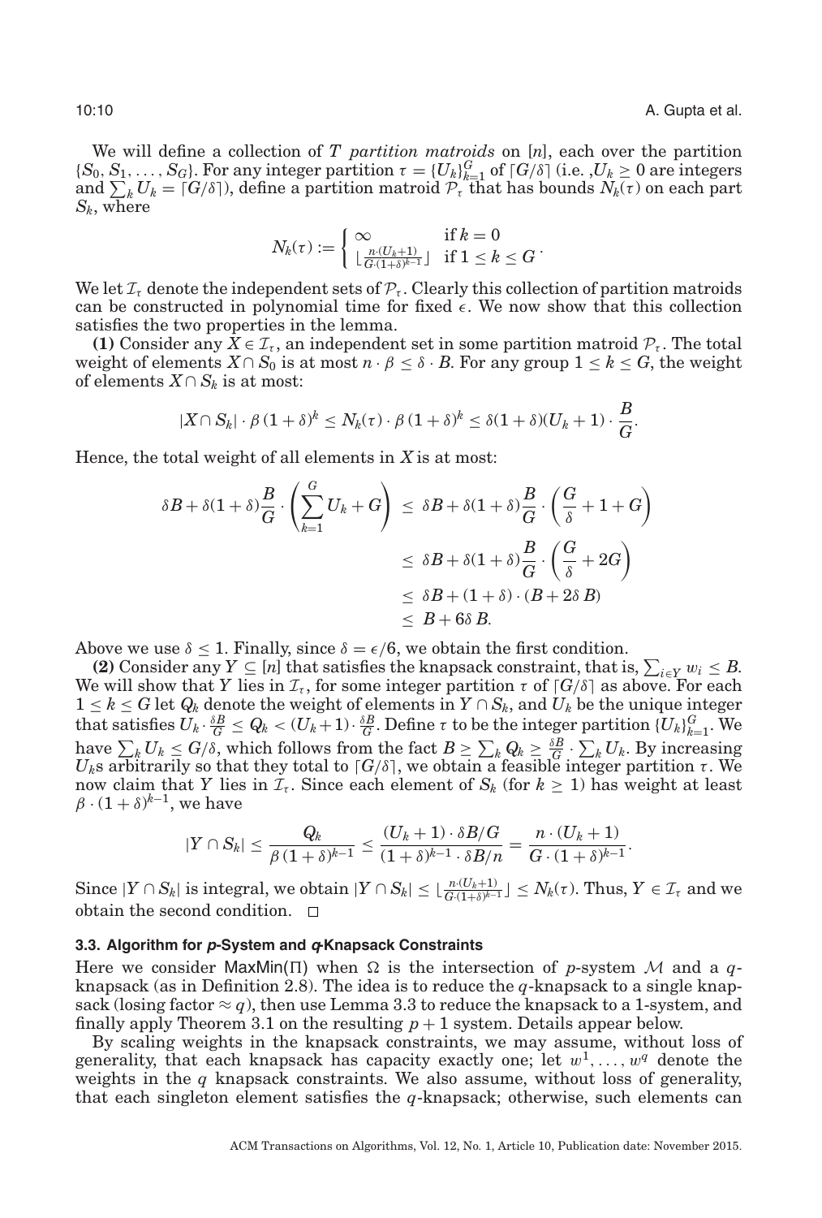We will define a collection of $T$ *partition matroids* on $[n]$, each over the partition $\{S_0, S_1, \ldots, S_G\}$. For any integer partition $\tau = \{U_k\}_{k=1}^G$ of $\lceil G/\delta \rceil$ (i.e. ,$U_k \geq 0$ are integers and $\sum_k U_k = \lceil G/\delta \rceil$), define a partition matroid $\mathcal{P}_\tau$ that has bounds $N_k(\tau)$ on each part $S_k$, where

$$N_k(\tau) := \begin{cases} \infty & \text{if } k = 0 \\ \lfloor \frac{n \cdot (U_k+1)}{G \cdot (1+\delta)^{k-1}} \rfloor & \text{if } 1 \leq k \leq G \end{cases}.$$

We let $\mathcal{I}_\tau$ denote the independent sets of $\mathcal{P}_\tau$. Clearly this collection of partition matroids can be constructed in polynomial time for fixed $\epsilon$. We now show that this collection satisfies the two properties in the lemma.

**(1)** Consider any $X \in \mathcal{I}_\tau$, an independent set in some partition matroid $\mathcal{P}_\tau$. The total weight of elements $X \cap S_0$ is at most $n \cdot \beta \leq \delta \cdot B$. For any group $1 \leq k \leq G$, the weight of elements $X \cap S_k$ is at most:

$$|X \cap S_k| \cdot \beta \, (1+\delta)^k \leq N_k(\tau) \cdot \beta \, (1+\delta)^k \leq \delta (1+\delta)(U_k + 1) \cdot \frac{B}{G}.$$

Hence, the total weight of all elements in $X$ is at most:

$$\begin{aligned}
\delta B + \delta(1+\delta)\frac{B}{G} \cdot \left( \sum_{k=1}^G U_k + G \right) &\leq \delta B + \delta(1+\delta)\frac{B}{G} \cdot \left( \frac{G}{\delta} + 1 + G \right) \\
&\leq \delta B + \delta(1+\delta)\frac{B}{G} \cdot \left( \frac{G}{\delta} + 2G \right) \\
&\leq \delta B + (1+\delta) \cdot (B + 2\delta \, B) \\
&\leq B + 6\delta \, B.
\end{aligned}$$

Above we use $\delta \leq 1$. Finally, since $\delta = \epsilon/6$, we obtain the first condition.

**(2)** Consider any $Y \subseteq [n]$ that satisfies the knapsack constraint, that is, $\sum_{i \in Y} w_i \leq B$. We will show that $Y$ lies in $\mathcal{I}_\tau$, for some integer partition $\tau$ of $\lceil G/\delta \rceil$ as above. For each $1 \leq k \leq G$ let $Q_k$ denote the weight of elements in $Y \cap S_k$, and $U_k$ be the unique integer that satisfies $U_k \cdot \frac{\delta B}{G} \leq Q_k < (U_k + 1) \cdot \frac{\delta B}{G}$. Define $\tau$ to be the integer partition $\{U_k\}_{k=1}^G$. We have $\sum_k U_k \leq G/\delta$, which follows from the fact $B \geq \sum_k Q_k \geq \frac{\delta B}{G} \cdot \sum_k U_k$. By increasing $U_k$s arbitrarily so that they total to $\lceil G/\delta \rceil$, we obtain a feasible integer partition $\tau$. We now claim that $Y$ lies in $\mathcal{I}_\tau$. Since each element of $S_k$ (for $k \geq 1$) has weight at least $\beta \cdot (1+\delta)^{k-1}$, we have

$$|Y \cap S_k| \leq \frac{Q_k}{\beta \, (1+\delta)^{k-1}} \leq \frac{(U_k+1) \cdot \delta B/G}{(1+\delta)^{k-1} \cdot \delta B/n} = \frac{n \cdot (U_k+1)}{G \cdot (1+\delta)^{k-1}}.$$

Since $|Y \cap S_k|$ is integral, we obtain $|Y \cap S_k| \leq \lfloor \frac{n \cdot (U_k+1)}{G \cdot (1+\delta)^{k-1}} \rfloor \leq N_k(\tau)$. Thus, $Y \in \mathcal{I}_\tau$ and we obtain the second condition. $\square$

### 3.3. Algorithm for *p*-System and *q*-Knapsack Constraints

Here we consider $\mathsf{MaxMin}(\Pi)$ when $\Omega$ is the intersection of $p$-system $\mathcal{M}$ and a $q$-knapsack (as in Definition 2.8). The idea is to reduce the $q$-knapsack to a single knapsack (losing factor $\approx q$), then use Lemma 3.3 to reduce the knapsack to a 1-system, and finally apply Theorem 3.1 on the resulting $p+1$ system. Details appear below.

By scaling weights in the knapsack constraints, we may assume, without loss of generality, that each knapsack has capacity exactly one; let $w^1, \ldots, w^q$ denote the weights in the $q$ knapsack constraints. We also assume, without loss of generality, that each singleton element satisfies the $q$-knapsack; otherwise, such elements can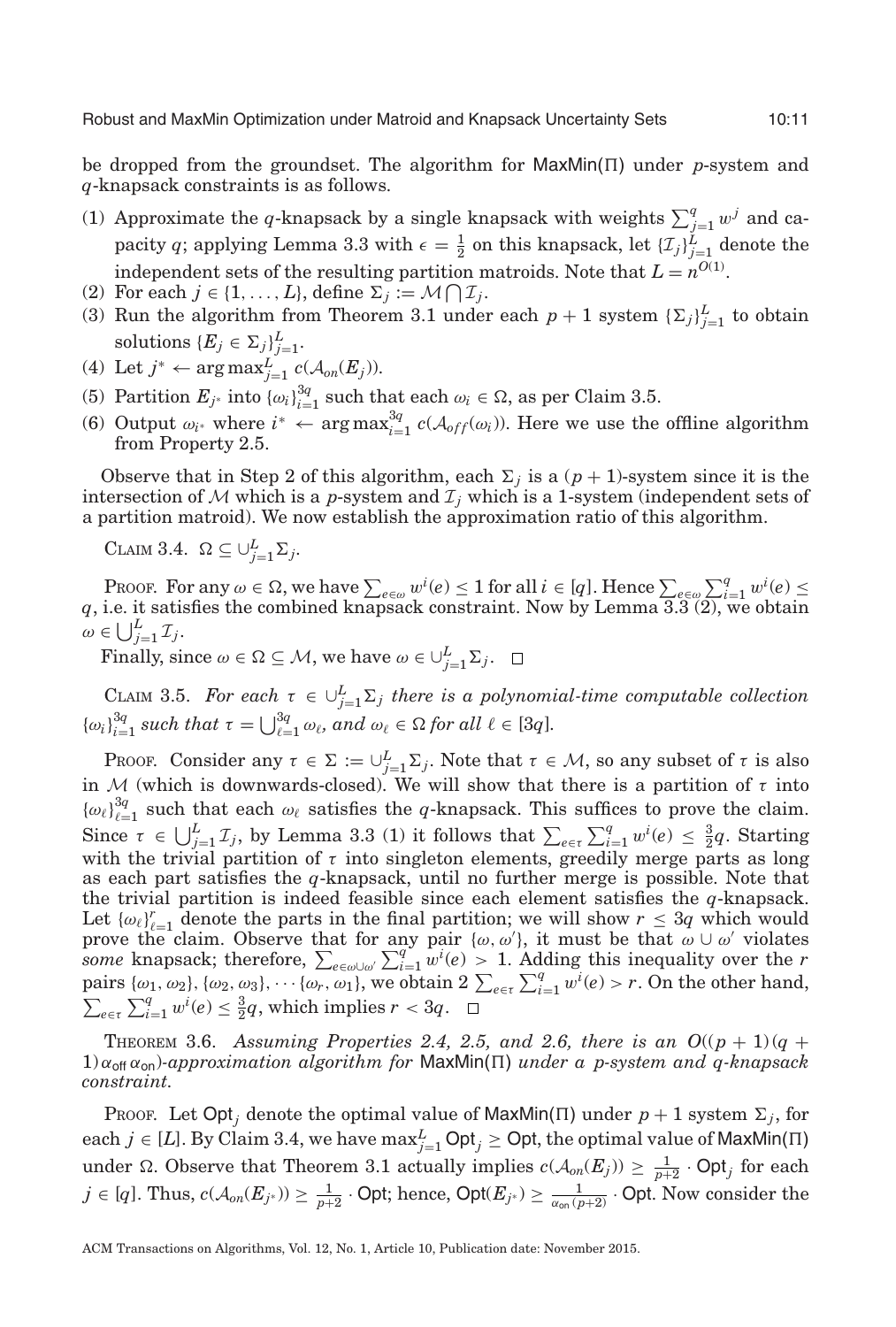be dropped from the groundset. The algorithm for MaxMin(Π) under $p$-system and $q$-knapsack constraints is as follows.

(1) Approximate the $q$-knapsack by a single knapsack with weights $\sum_{j=1}^{q} w^j$ and capacity $q$; applying Lemma 3.3 with $\epsilon = \frac{1}{2}$ on this knapsack, let $\{\mathcal{I}_j\}_{j=1}^{L}$ denote the independent sets of the resulting partition matroids. Note that $L = n^{O(1)}$.
(2) For each $j \in \{1, \dots, L\}$, define $\Sigma_j := \mathcal{M} \bigcap \mathcal{I}_j$.
(3) Run the algorithm from Theorem 3.1 under each $p+1$ system $\{\Sigma_j\}_{j=1}^{L}$ to obtain solutions $\{E_j \in \Sigma_j\}_{j=1}^{L}$.
(4) Let $j^* \leftarrow \arg\max_{j=1}^{L} c(\mathcal{A}_{on}(E_j))$.
(5) Partition $E_{j^*}$ into $\{\omega_i\}_{i=1}^{3q}$ such that each $\omega_i \in \Omega$, as per Claim 3.5.
(6) Output $\omega_{i^*}$ where $i^* \leftarrow \arg\max_{i=1}^{3q} c(\mathcal{A}_{off}(\omega_i))$. Here we use the offline algorithm from Property 2.5.

Observe that in Step 2 of this algorithm, each $\Sigma_j$ is a $(p+1)$-system since it is the intersection of $\mathcal{M}$ which is a $p$-system and $\mathcal{I}_j$ which is a 1-system (independent sets of a partition matroid). We now establish the approximation ratio of this algorithm.

CLAIM 3.4. $\Omega \subseteq \cup_{j=1}^{L} \Sigma_j$.

PROOF. For any $\omega \in \Omega$, we have $\sum_{e\in\omega} w^i(e) \leq 1$ for all $i \in [q]$. Hence $\sum_{e\in\omega}\sum_{i=1}^{q} w^i(e) \leq q$, i.e. it satisfies the combined knapsack constraint. Now by Lemma 3.3 (2), we obtain $\omega \in \bigcup_{j=1}^{L} \mathcal{I}_j$.

Finally, since $\omega \in \Omega \subseteq \mathcal{M}$, we have $\omega \in \cup_{j=1}^{L} \Sigma_j$. □

CLAIM 3.5. *For each $\tau \in \cup_{j=1}^{L} \Sigma_j$ there is a polynomial-time computable collection $\{\omega_i\}_{i=1}^{3q}$ such that $\tau = \bigcup_{\ell=1}^{3q} \omega_\ell$, and $\omega_\ell \in \Omega$ for all $\ell \in [3q]$.*

PROOF. Consider any $\tau \in \Sigma := \cup_{j=1}^{L} \Sigma_j$. Note that $\tau \in \mathcal{M}$, so any subset of $\tau$ is also in $\mathcal{M}$ (which is downwards-closed). We will show that there is a partition of $\tau$ into $\{\omega_\ell\}_{\ell=1}^{3q}$ such that each $\omega_\ell$ satisfies the $q$-knapsack. This suffices to prove the claim. Since $\tau \in \bigcup_{j=1}^{L} \mathcal{I}_j$, by Lemma 3.3 (1) it follows that $\sum_{e\in\tau}\sum_{i=1}^{q} w^i(e) \leq \frac{3}{2}q$. Starting with the trivial partition of $\tau$ into singleton elements, greedily merge parts as long as each part satisfies the $q$-knapsack, until no further merge is possible. Note that the trivial partition is indeed feasible since each element satisfies the $q$-knapsack. Let $\{\omega_\ell\}_{\ell=1}^{r}$ denote the parts in the final partition; we will show $r \leq 3q$ which would prove the claim. Observe that for any pair $\{\omega, \omega'\}$, it must be that $\omega \cup \omega'$ violates *some* knapsack; therefore, $\sum_{e\in\omega\cup\omega'}\sum_{i=1}^{q} w^i(e) > 1$. Adding this inequality over the $r$ pairs $\{\omega_1, \omega_2\}, \{\omega_2, \omega_3\}, \cdots \{\omega_r, \omega_1\}$, we obtain $2\sum_{e\in\tau}\sum_{i=1}^{q} w^i(e) > r$. On the other hand, $\sum_{e\in\tau}\sum_{i=1}^{q} w^i(e) \leq \frac{3}{2}q$, which implies $r < 3q$. □

THEOREM 3.6. *Assuming Properties 2.4, 2.5, and 2.6, there is an $O((p+1)(q+1)\alpha_{\text{off}}\,\alpha_{\text{on}})$-approximation algorithm for* MaxMin(Π) *under a $p$-system and $q$-knapsack constraint.*

PROOF. Let $\mathsf{Opt}_j$ denote the optimal value of MaxMin(Π) under $p+1$ system $\Sigma_j$, for each $j \in [L]$. By Claim 3.4, we have $\max_{j=1}^{L} \mathsf{Opt}_j \geq \mathsf{Opt}$, the optimal value of MaxMin(Π) under $\Omega$. Observe that Theorem 3.1 actually implies $c(\mathcal{A}_{on}(E_j)) \geq \frac{1}{p+2} \cdot \mathsf{Opt}_j$ for each $j \in [q]$. Thus, $c(\mathcal{A}_{on}(E_{j^*})) \geq \frac{1}{p+2} \cdot \mathsf{Opt}$; hence, $\mathsf{Opt}(E_{j^*}) \geq \frac{1}{\alpha_{\text{on}}(p+2)} \cdot \mathsf{Opt}$. Now consider the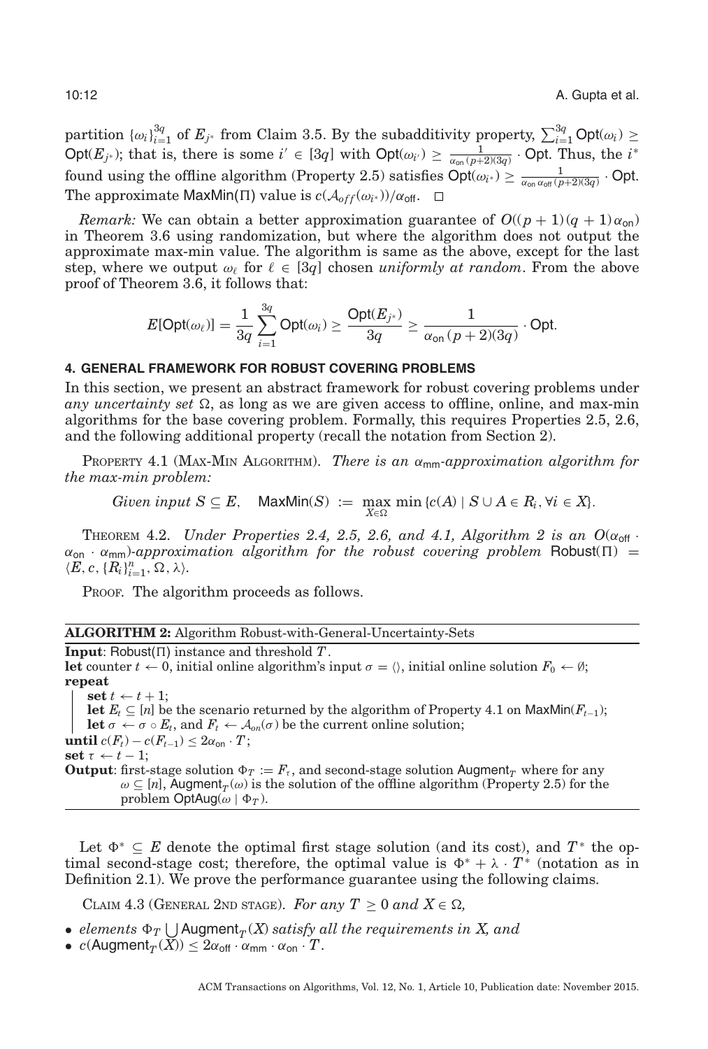partition $\{\omega_i\}_{i=1}^{3q}$ of $E_{j^*}$ from Claim 3.5. By the subadditivity property, $\sum_{i=1}^{3q} \mathsf{Opt}(\omega_i) \geq \mathsf{Opt}(E_{j^*})$; that is, there is some $i' \in [3q]$ with $\mathsf{Opt}(\omega_{i'}) \geq \frac{1}{\alpha_{\mathsf{on}}\,(p+2)(3q)} \cdot \mathsf{Opt}$. Thus, the $i^*$ found using the offline algorithm (Property 2.5) satisfies $\mathsf{Opt}(\omega_{i^*}) \geq \frac{1}{\alpha_{\mathsf{on}}\,\alpha_{\mathsf{off}}\,(p+2)(3q)} \cdot \mathsf{Opt}$. The approximate $\mathsf{MaxMin}(\Pi)$ value is $c(\mathcal{A}_{off}(\omega_{i^*}))/\alpha_{\mathsf{off}}$. $\square$

*Remark:* We can obtain a better approximation guarantee of $O((p+1)(q+1)\alpha_{\mathsf{on}})$ in Theorem 3.6 using randomization, but where the algorithm does not output the approximate max-min value. The algorithm is same as the above, except for the last step, where we output $\omega_\ell$ for $\ell \in [3q]$ chosen *uniformly at random*. From the above proof of Theorem 3.6, it follows that:

$$E[\mathsf{Opt}(\omega_\ell)] = \frac{1}{3q}\sum_{i=1}^{3q} \mathsf{Opt}(\omega_i) \geq \frac{\mathsf{Opt}(E_{j^*})}{3q} \geq \frac{1}{\alpha_{\mathsf{on}}\,(p+2)(3q)} \cdot \mathsf{Opt}.$$

## 4. GENERAL FRAMEWORK FOR ROBUST COVERING PROBLEMS

In this section, we present an abstract framework for robust covering problems under *any uncertainty set* $\Omega$, as long as we are given access to offline, online, and max-min algorithms for the base covering problem. Formally, this requires Properties 2.5, 2.6, and the following additional property (recall the notation from Section 2).

PROPERTY 4.1 (MAX-MIN ALGORITHM). *There is an $\alpha_{\mathsf{mm}}$-approximation algorithm for the max-min problem:*

$$\textit{Given input } S \subseteq E, \quad \mathsf{MaxMin}(S) := \max_{X \in \Omega} \min \{c(A) \mid S \cup A \in R_i, \forall i \in X\}.$$

THEOREM 4.2. *Under Properties 2.4, 2.5, 2.6, and 4.1, Algorithm 2 is an $O(\alpha_{\mathsf{off}} \cdot \alpha_{\mathsf{on}} \cdot \alpha_{\mathsf{mm}})$-approximation algorithm for the robust covering problem $\mathsf{Robust}(\Pi) = \langle E, c, \{R_i\}_{i=1}^n, \Omega, \lambda \rangle$.*

PROOF. The algorithm proceeds as follows.

**ALGORITHM 2:** Algorithm Robust-with-General-Uncertainty-Sets

**Input**: $\mathsf{Robust}(\Pi)$ instance and threshold $T$.
**let** counter $t \leftarrow 0$, initial online algorithm's input $\sigma = \langle\rangle$, initial online solution $F_0 \leftarrow \emptyset$;
**repeat**
  **set** $t \leftarrow t + 1$;
  **let** $E_t \subseteq [n]$ be the scenario returned by the algorithm of Property 4.1 on $\mathsf{MaxMin}(F_{t-1})$;
  **let** $\sigma \leftarrow \sigma \circ E_t$, and $F_t \leftarrow \mathcal{A}_{on}(\sigma)$ be the current online solution;
**until** $c(F_t) - c(F_{t-1}) \leq 2\alpha_{\mathsf{on}} \cdot T$;
**set** $\tau \leftarrow t - 1$;
**Output**: first-stage solution $\Phi_T := F_\tau$, and second-stage solution $\mathsf{Augment}_T$ where for any $\omega \subseteq [n]$, $\mathsf{Augment}_T(\omega)$ is the solution of the offline algorithm (Property 2.5) for the problem $\mathsf{OptAug}(\omega \mid \Phi_T)$.

Let $\Phi^* \subseteq E$ denote the optimal first stage solution (and its cost), and $T^*$ the optimal second-stage cost; therefore, the optimal value is $\Phi^* + \lambda \cdot T^*$ (notation as in Definition 2.1). We prove the performance guarantee using the following claims.

CLAIM 4.3 (GENERAL 2ND STAGE). *For any $T \geq 0$ and $X \in \Omega$,*

- *elements $\Phi_T \bigcup \mathsf{Augment}_T(X)$ satisfy all the requirements in $X$, and*
- $c(\mathsf{Augment}_T(X)) \leq 2\alpha_{\mathsf{off}} \cdot \alpha_{\mathsf{mm}} \cdot \alpha_{\mathsf{on}} \cdot T$.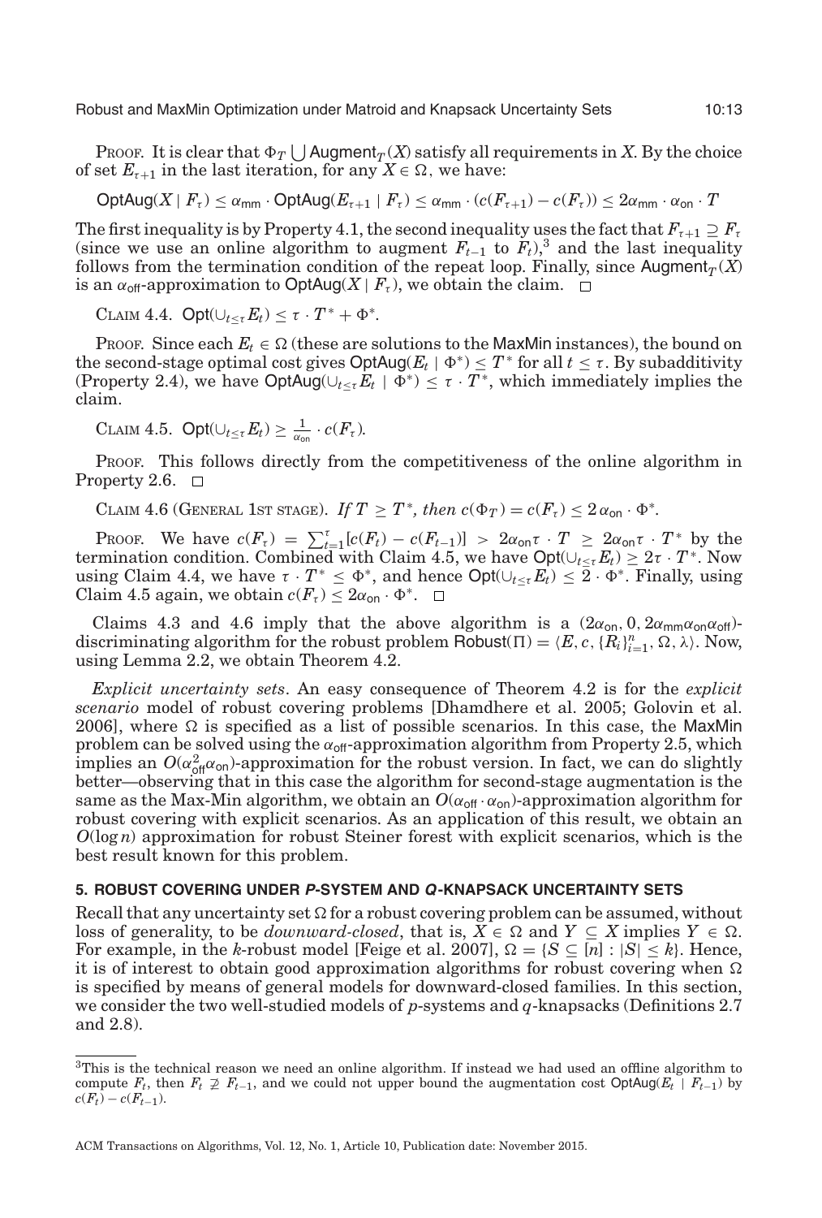PROOF. It is clear that $\Phi_T \bigcup \mathsf{Augment}_T(X)$ satisfy all requirements in $X$. By the choice of set $E_{\tau+1}$ in the last iteration, for any $X \in \Omega$, we have:

$$\mathsf{OptAug}(X \mid F_\tau) \leq \alpha_{\mathsf{mm}} \cdot \mathsf{OptAug}(E_{\tau+1} \mid F_\tau) \leq \alpha_{\mathsf{mm}} \cdot (c(F_{\tau+1}) - c(F_\tau)) \leq 2\alpha_{\mathsf{mm}} \cdot \alpha_{\mathsf{on}} \cdot T$$

The first inequality is by Property 4.1, the second inequality uses the fact that $F_{\tau+1} \supseteq F_\tau$ (since we use an online algorithm to augment $F_{t-1}$ to $F_t$),[3] and the last inequality follows from the termination condition of the repeat loop. Finally, since $\mathsf{Augment}_T(X)$ is an $\alpha_{\mathsf{off}}$-approximation to $\mathsf{OptAug}(X \mid F_\tau)$, we obtain the claim. □

CLAIM 4.4. $\mathsf{Opt}(\cup_{t\leq\tau} E_t) \leq \tau \cdot T^* + \Phi^*$.

PROOF. Since each $E_t \in \Omega$ (these are solutions to the MaxMin instances), the bound on the second-stage optimal cost gives $\mathsf{OptAug}(E_t \mid \Phi^*) \leq T^*$ for all $t \leq \tau$. By subadditivity (Property 2.4), we have $\mathsf{OptAug}(\cup_{t\leq\tau} E_t \mid \Phi^*) \leq \tau \cdot T^*$, which immediately implies the claim.

CLAIM 4.5. $\mathsf{Opt}(\cup_{t\leq\tau} E_t) \geq \frac{1}{\alpha_{\mathsf{on}}} \cdot c(F_\tau)$.

PROOF. This follows directly from the competitiveness of the online algorithm in Property 2.6. □

CLAIM 4.6 (GENERAL 1ST STAGE). *If $T \geq T^*$, then $c(\Phi_T) = c(F_\tau) \leq 2\,\alpha_{\mathsf{on}} \cdot \Phi^*$.*

PROOF. We have $c(F_\tau) = \sum_{t=1}^{\tau}[c(F_t) - c(F_{t-1})] > 2\alpha_{\mathsf{on}}\tau \cdot T \geq 2\alpha_{\mathsf{on}}\tau \cdot T^*$ by the termination condition. Combined with Claim 4.5, we have $\mathsf{Opt}(\cup_{t\leq\tau} E_t) \geq 2\tau \cdot T^*$. Now using Claim 4.4, we have $\tau \cdot T^* \leq \Phi^*$, and hence $\mathsf{Opt}(\cup_{t\leq\tau} E_t) \leq 2 \cdot \Phi^*$. Finally, using Claim 4.5 again, we obtain $c(F_\tau) \leq 2\alpha_{\mathsf{on}} \cdot \Phi^*$. □

Claims 4.3 and 4.6 imply that the above algorithm is a $(2\alpha_{\mathsf{on}}, 0, 2\alpha_{\mathsf{mm}}\alpha_{\mathsf{on}}\alpha_{\mathsf{off}})$-discriminating algorithm for the robust problem $\mathsf{Robust}(\Pi) = \langle E, c, \{R_i\}_{i=1}^n, \Omega, \lambda\rangle$. Now, using Lemma 2.2, we obtain Theorem 4.2.

*Explicit uncertainty sets*. An easy consequence of Theorem 4.2 is for the *explicit scenario* model of robust covering problems [Dhamdhere et al. 2005; Golovin et al. 2006], where $\Omega$ is specified as a list of possible scenarios. In this case, the MaxMin problem can be solved using the $\alpha_{\mathsf{off}}$-approximation algorithm from Property 2.5, which implies an $O(\alpha_{\mathsf{off}}^2\alpha_{\mathsf{on}})$-approximation for the robust version. In fact, we can do slightly better—observing that in this case the algorithm for second-stage augmentation is the same as the Max-Min algorithm, we obtain an $O(\alpha_{\mathsf{off}} \cdot \alpha_{\mathsf{on}})$-approximation algorithm for robust covering with explicit scenarios. As an application of this result, we obtain an $O(\log n)$ approximation for robust Steiner forest with explicit scenarios, which is the best result known for this problem.

## 5. ROBUST COVERING UNDER *P*-SYSTEM AND *Q*-KNAPSACK UNCERTAINTY SETS

Recall that any uncertainty set $\Omega$ for a robust covering problem can be assumed, without loss of generality, to be *downward-closed*, that is, $X \in \Omega$ and $Y \subseteq X$ implies $Y \in \Omega$. For example, in the $k$-robust model [Feige et al. 2007], $\Omega = \{S \subseteq [n] : |S| \leq k\}$. Hence, it is of interest to obtain good approximation algorithms for robust covering when $\Omega$ is specified by means of general models for downward-closed families. In this section, we consider the two well-studied models of $p$-systems and $q$-knapsacks (Definitions 2.7 and 2.8).

[3]This is the technical reason we need an online algorithm. If instead we had used an offline algorithm to compute $F_t$, then $F_t \not\supseteq F_{t-1}$, and we could not upper bound the augmentation cost $\mathsf{OptAug}(E_t \mid F_{t-1})$ by $c(F_t) - c(F_{t-1})$.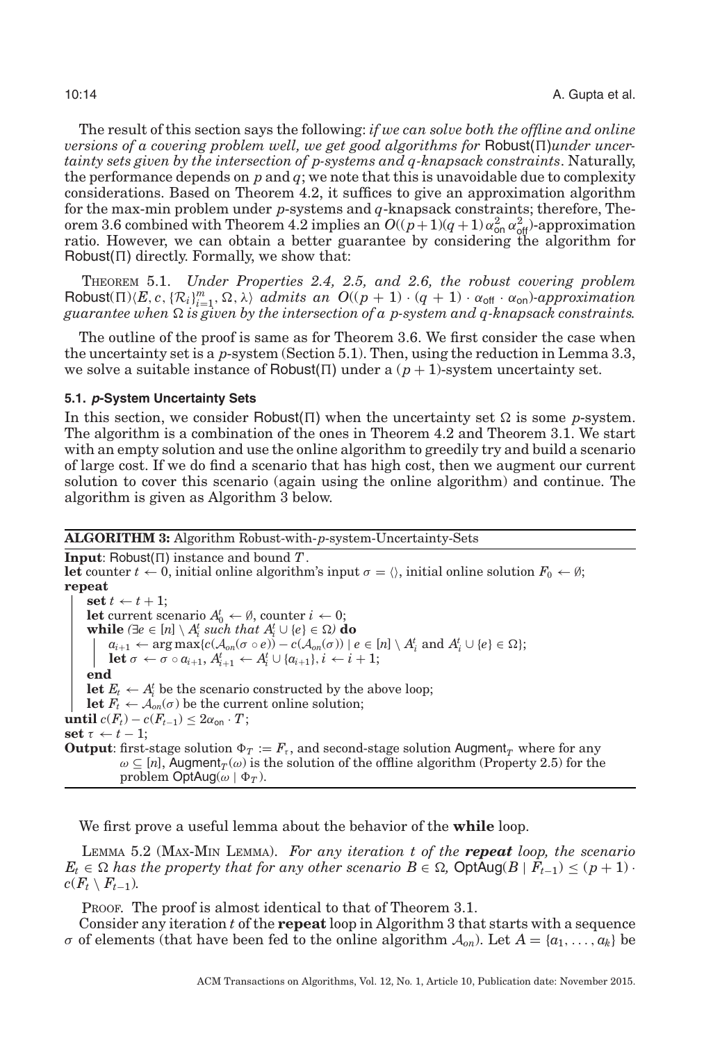The result of this section says the following: *if we can solve both the offline and online versions of a covering problem well, we get good algorithms for* Robust(Π)*under uncertainty sets given by the intersection of p-systems and q-knapsack constraints*. Naturally, the performance depends on $p$ and $q$; we note that this is unavoidable due to complexity considerations. Based on Theorem 4.2, it suffices to give an approximation algorithm for the max-min problem under $p$-systems and $q$-knapsack constraints; therefore, Theorem 3.6 combined with Theorem 4.2 implies an $O((p+1)(q+1)\,\alpha_{\mathsf{on}}^2\,\alpha_{\mathsf{off}}^2)$-approximation ratio. However, we can obtain a better guarantee by considering the algorithm for Robust(Π) directly. Formally, we show that:

THEOREM 5.1. *Under Properties 2.4, 2.5, and 2.6, the robust covering problem* $\mathsf{Robust}(\Pi)\langle E, c, \{\mathcal{R}_i\}_{i=1}^m, \Omega, \lambda\rangle$ *admits an* $O((p+1)\cdot(q+1)\cdot\alpha_{\mathsf{off}}\cdot\alpha_{\mathsf{on}})$*-approximation guarantee when* $\Omega$ *is given by the intersection of a p-system and q-knapsack constraints.*

The outline of the proof is same as for Theorem 3.6. We first consider the case when the uncertainty set is a $p$-system (Section 5.1). Then, using the reduction in Lemma 3.3, we solve a suitable instance of Robust(Π) under a $(p+1)$-system uncertainty set.

### 5.1. *p*-System Uncertainty Sets

In this section, we consider Robust(Π) when the uncertainty set $\Omega$ is some $p$-system. The algorithm is a combination of the ones in Theorem 4.2 and Theorem 3.1. We start with an empty solution and use the online algorithm to greedily try and build a scenario of large cost. If we do find a scenario that has high cost, then we augment our current solution to cover this scenario (again using the online algorithm) and continue. The algorithm is given as Algorithm 3 below.

---

**ALGORITHM 3:** Algorithm Robust-with-*p*-system-Uncertainty-Sets

**Input**: Robust(Π) instance and bound $T$.
**let** counter $t \leftarrow 0$, initial online algorithm's input $\sigma = \langle\rangle$, initial online solution $F_0 \leftarrow \emptyset$;
**repeat**
  **set** $t \leftarrow t+1$;
  **let** current scenario $A_0^t \leftarrow \emptyset$, counter $i \leftarrow 0$;
  **while** ($\exists e \in [n] \setminus A_i^t$ *such that* $A_i^t \cup \{e\} \in \Omega$) **do**
    $a_{i+1} \leftarrow \arg\max\{c(\mathcal{A}_{on}(\sigma \circ e)) - c(\mathcal{A}_{on}(\sigma)) \mid e \in [n] \setminus A_i^t \text{ and } A_i^t \cup \{e\} \in \Omega\}$;
    **let** $\sigma \leftarrow \sigma \circ a_{i+1}$, $A_{i+1}^t \leftarrow A_i^t \cup \{a_{i+1}\}$, $i \leftarrow i+1$;
  **end**
  **let** $E_t \leftarrow A_i^t$ be the scenario constructed by the above loop;
  **let** $F_t \leftarrow \mathcal{A}_{on}(\sigma)$ be the current online solution;
**until** $c(F_t) - c(F_{t-1}) \le 2\alpha_{\mathsf{on}}\cdot T$;
**set** $\tau \leftarrow t-1$;
**Output**: first-stage solution $\Phi_T := F_\tau$, and second-stage solution $\mathsf{Augment}_T$ where for any $\omega \subseteq [n]$, $\mathsf{Augment}_T(\omega)$ is the solution of the offline algorithm (Property 2.5) for the problem $\mathsf{OptAug}(\omega \mid \Phi_T)$.

---

We first prove a useful lemma about the behavior of the **while** loop.

LEMMA 5.2 (MAX-MIN LEMMA). *For any iteration t of the* ***repeat*** *loop, the scenario* $E_t \in \Omega$ *has the property that for any other scenario* $B \in \Omega$, $\mathsf{OptAug}(B \mid F_{t-1}) \le (p+1)\cdot c(F_t \setminus F_{t-1})$.

PROOF. The proof is almost identical to that of Theorem 3.1.

Consider any iteration $t$ of the **repeat** loop in Algorithm 3 that starts with a sequence $\sigma$ of elements (that have been fed to the online algorithm $\mathcal{A}_{on}$). Let $A = \{a_1, \ldots, a_k\}$ be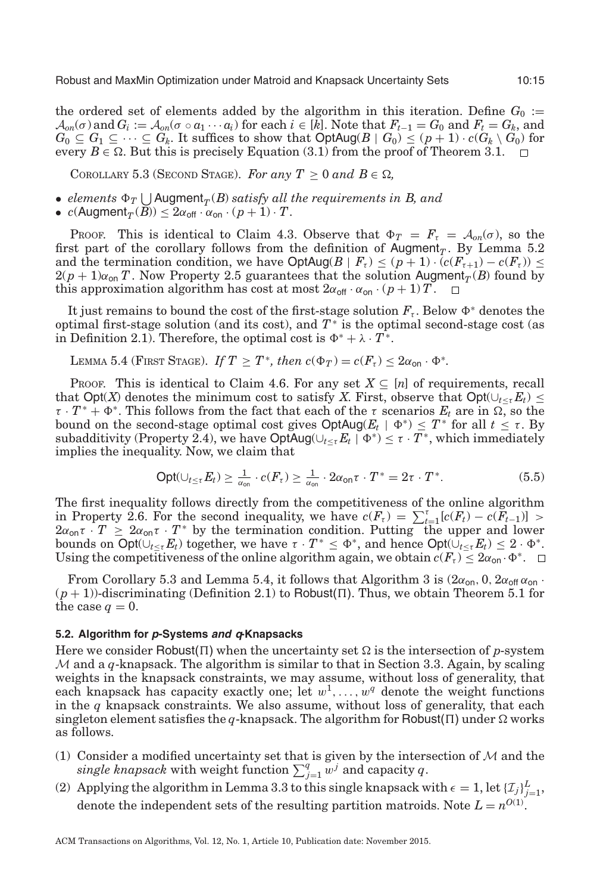the ordered set of elements added by the algorithm in this iteration. Define $G_0 := \mathcal{A}_{on}(\sigma)$ and $G_i := \mathcal{A}_{on}(\sigma \circ a_1 \cdots a_i)$ for each $i \in [k]$. Note that $F_{t-1} = G_0$ and $F_t = G_k$, and $G_0 \subseteq G_1 \subseteq \cdots \subseteq G_k$. It suffices to show that $\mathsf{OptAug}(B \mid G_0) \leq (p+1) \cdot c(G_k \setminus G_0)$ for every $B \in \Omega$. But this is precisely Equation (3.1) from the proof of Theorem 3.1. $\square$

COROLLARY 5.3 (SECOND STAGE). *For any $T \geq 0$ and $B \in \Omega$,*

- *elements $\Phi_T \bigcup \mathsf{Augment}_T(B)$ satisfy all the requirements in $B$, and*
- $c(\mathsf{Augment}_T(B)) \leq 2\alpha_{\mathsf{off}} \cdot \alpha_{\mathsf{on}} \cdot (p+1) \cdot T$.

PROOF. This is identical to Claim 4.3. Observe that $\Phi_T = F_\tau = \mathcal{A}_{on}(\sigma)$, so the first part of the corollary follows from the definition of $\mathsf{Augment}_T$. By Lemma 5.2 and the termination condition, we have $\mathsf{OptAug}(B \mid F_\tau) \leq (p+1) \cdot (c(F_{\tau+1}) - c(F_\tau)) \leq 2(p+1)\alpha_{\mathsf{on}} T$. Now Property 2.5 guarantees that the solution $\mathsf{Augment}_T(B)$ found by this approximation algorithm has cost at most $2\alpha_{\mathsf{off}} \cdot \alpha_{\mathsf{on}} \cdot (p+1)T$. $\square$

It just remains to bound the cost of the first-stage solution $F_\tau$. Below $\Phi^*$ denotes the optimal first-stage solution (and its cost), and $T^*$ is the optimal second-stage cost (as in Definition 2.1). Therefore, the optimal cost is $\Phi^* + \lambda \cdot T^*$.

LEMMA 5.4 (FIRST STAGE). *If $T \geq T^*$, then $c(\Phi_T) = c(F_\tau) \leq 2\alpha_{\mathsf{on}} \cdot \Phi^*$.*

PROOF. This is identical to Claim 4.6. For any set $X \subseteq [n]$ of requirements, recall that $\mathsf{Opt}(X)$ denotes the minimum cost to satisfy $X$. First, observe that $\mathsf{Opt}(\cup_{t\leq\tau} E_t) \leq \tau \cdot T^* + \Phi^*$. This follows from the fact that each of the $\tau$ scenarios $E_t$ are in $\Omega$, so the bound on the second-stage optimal cost gives $\mathsf{OptAug}(E_t \mid \Phi^*) \leq T^*$ for all $t \leq \tau$. By subadditivity (Property 2.4), we have $\mathsf{OptAug}(\cup_{t\leq\tau} E_t \mid \Phi^*) \leq \tau \cdot T^*$, which immediately implies the inequality. Now, we claim that

$$\mathsf{Opt}(\cup_{t\leq\tau} E_t) \geq \tfrac{1}{\alpha_{\mathsf{on}}} \cdot c(F_\tau) \geq \tfrac{1}{\alpha_{\mathsf{on}}} \cdot 2\alpha_{\mathsf{on}} \tau \cdot T^* = 2\tau \cdot T^*. \tag{5.5}$$

The first inequality follows directly from the competitiveness of the online algorithm in Property 2.6. For the second inequality, we have $c(F_\tau) = \sum_{t=1}^{\tau}[c(F_t) - c(F_{t-1})] > 2\alpha_{\mathsf{on}}\tau \cdot T \geq 2\alpha_{\mathsf{on}}\tau \cdot T^*$ by the termination condition. Putting the upper and lower bounds on $\mathsf{Opt}(\cup_{t\leq\tau} E_t)$ together, we have $\tau \cdot T^* \leq \Phi^*$, and hence $\mathsf{Opt}(\cup_{t\leq\tau} E_t) \leq 2 \cdot \Phi^*$. Using the competitiveness of the online algorithm again, we obtain $c(F_\tau) \leq 2\alpha_{\mathsf{on}} \cdot \Phi^*$. $\square$

From Corollary 5.3 and Lemma 5.4, it follows that Algorithm 3 is $(2\alpha_{\mathsf{on}}, 0, 2\alpha_{\mathsf{off}}\alpha_{\mathsf{on}} \cdot (p+1))$-discriminating (Definition 2.1) to $\mathsf{Robust}(\Pi)$. Thus, we obtain Theorem 5.1 for the case $q = 0$.

### 5.2. Algorithm for *p*-Systems *and* *q*-Knapsacks

Here we consider $\mathsf{Robust}(\Pi)$ when the uncertainty set $\Omega$ is the intersection of $p$-system $\mathcal{M}$ and a $q$-knapsack. The algorithm is similar to that in Section 3.3. Again, by scaling weights in the knapsack constraints, we may assume, without loss of generality, that each knapsack has capacity exactly one; let $w^1, \ldots, w^q$ denote the weight functions in the $q$ knapsack constraints. We also assume, without loss of generality, that each singleton element satisfies the $q$-knapsack. The algorithm for $\mathsf{Robust}(\Pi)$ under $\Omega$ works as follows.

(1) Consider a modified uncertainty set that is given by the intersection of $\mathcal{M}$ and the *single knapsack* with weight function $\sum_{j=1}^{q} w^j$ and capacity $q$.
(2) Applying the algorithm in Lemma 3.3 to this single knapsack with $\epsilon = 1$, let $\{\mathcal{I}_j\}_{j=1}^{L}$, denote the independent sets of the resulting partition matroids. Note $L = n^{O(1)}$.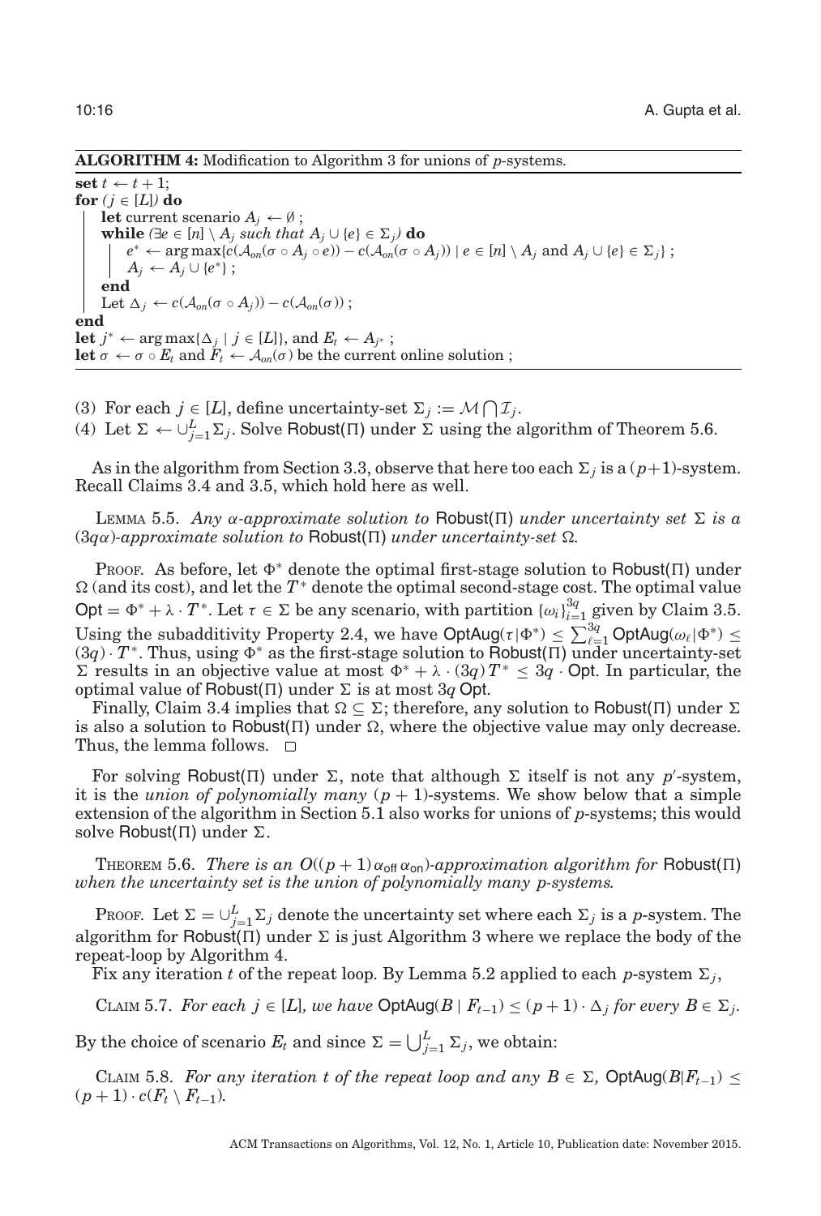**ALGORITHM 4:** Modification to Algorithm 3 for unions of $p$-systems.

```
set t ← t + 1;
for (j ∈ [L]) do
    let current scenario A_j ← ∅ ;
    while (∃e ∈ [n] \ A_j such that A_j ∪ {e} ∈ Σ_j) do
        e* ← arg max{c(A_on(σ ∘ A_j ∘ e)) − c(A_on(σ ∘ A_j)) | e ∈ [n] \ A_j and A_j ∪ {e} ∈ Σ_j} ;
        A_j ← A_j ∪ {e*} ;
    end
    Let Δ_j ← c(A_on(σ ∘ A_j)) − c(A_on(σ)) ;
end
let j* ← arg max{Δ_j | j ∈ [L]}, and E_t ← A_{j*} ;
let σ ← σ ∘ E_t and F_t ← A_on(σ) be the current online solution ;
```

(3) For each $j \in [L]$, define uncertainty-set $\Sigma_j := \mathcal{M} \bigcap \mathcal{I}_j$.

(4) Let $\Sigma \leftarrow \cup_{j=1}^{L} \Sigma_j$. Solve $\mathsf{Robust}(\Pi)$ under $\Sigma$ using the algorithm of Theorem 5.6.

As in the algorithm from Section 3.3, observe that here too each $\Sigma_j$ is a $(p+1)$-system. Recall Claims 3.4 and 3.5, which hold here as well.

LEMMA 5.5. *Any $\alpha$-approximate solution to $\mathsf{Robust}(\Pi)$ under uncertainty set $\Sigma$ is a $(3q\alpha)$-approximate solution to $\mathsf{Robust}(\Pi)$ under uncertainty-set $\Omega$.*

PROOF. As before, let $\Phi^*$ denote the optimal first-stage solution to $\mathsf{Robust}(\Pi)$ under $\Omega$ (and its cost), and let the $T^*$ denote the optimal second-stage cost. The optimal value $\mathsf{Opt} = \Phi^* + \lambda \cdot T^*$. Let $\tau \in \Sigma$ be any scenario, with partition $\{\omega_i\}_{i=1}^{3q}$ given by Claim 3.5. Using the subadditivity Property 2.4, we have $\mathsf{OptAug}(\tau|\Phi^*) \le \sum_{\ell=1}^{3q} \mathsf{OptAug}(\omega_\ell|\Phi^*) \le (3q) \cdot T^*$. Thus, using $\Phi^*$ as the first-stage solution to $\mathsf{Robust}(\Pi)$ under uncertainty-set $\Sigma$ results in an objective value at most $\Phi^* + \lambda \cdot (3q)T^* \le 3q \cdot \mathsf{Opt}$. In particular, the optimal value of $\mathsf{Robust}(\Pi)$ under $\Sigma$ is at most $3q$ $\mathsf{Opt}$.

Finally, Claim 3.4 implies that $\Omega \subseteq \Sigma$; therefore, any solution to $\mathsf{Robust}(\Pi)$ under $\Sigma$ is also a solution to $\mathsf{Robust}(\Pi)$ under $\Omega$, where the objective value may only decrease. Thus, the lemma follows. $\square$

For solving $\mathsf{Robust}(\Pi)$ under $\Sigma$, note that although $\Sigma$ itself is not any $p'$-system, it is the *union of polynomially many* $(p+1)$-systems. We show below that a simple extension of the algorithm in Section 5.1 also works for unions of $p$-systems; this would solve $\mathsf{Robust}(\Pi)$ under $\Sigma$.

THEOREM 5.6. *There is an $O((p+1)\,\alpha_{\mathsf{off}}\,\alpha_{\mathsf{on}})$-approximation algorithm for $\mathsf{Robust}(\Pi)$ when the uncertainty set is the union of polynomially many $p$-systems.*

PROOF. Let $\Sigma = \cup_{j=1}^{L} \Sigma_j$ denote the uncertainty set where each $\Sigma_j$ is a $p$-system. The algorithm for $\mathsf{Robust}(\Pi)$ under $\Sigma$ is just Algorithm 3 where we replace the body of the repeat-loop by Algorithm 4.

Fix any iteration $t$ of the repeat loop. By Lemma 5.2 applied to each $p$-system $\Sigma_j$,

CLAIM 5.7. *For each $j \in [L]$, we have $\mathsf{OptAug}(B \mid F_{t-1}) \le (p+1) \cdot \Delta_j$ for every $B \in \Sigma_j$.*

By the choice of scenario $E_t$ and since $\Sigma = \bigcup_{j=1}^{L} \Sigma_j$, we obtain:

CLAIM 5.8. *For any iteration $t$ of the repeat loop and any $B \in \Sigma$, $\mathsf{OptAug}(B|F_{t-1}) \le (p+1) \cdot c(F_t \setminus F_{t-1})$.*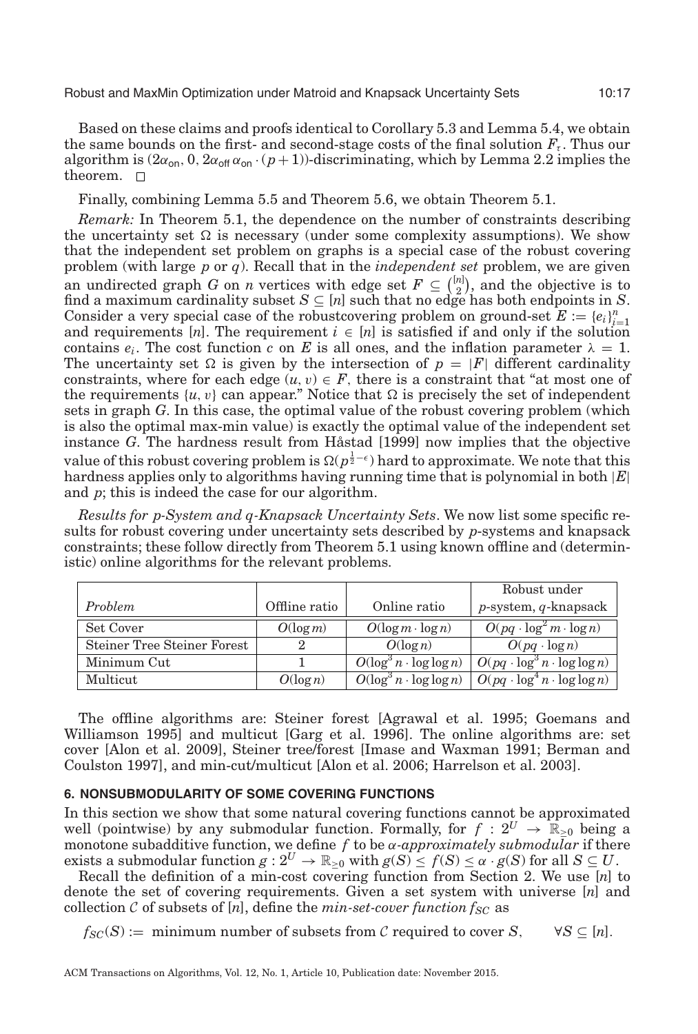Based on these claims and proofs identical to Corollary 5.3 and Lemma 5.4, we obtain the same bounds on the first- and second-stage costs of the final solution $F_\tau$. Thus our algorithm is $(2\alpha_{\mathsf{on}}, 0, 2\alpha_{\mathsf{off}}\,\alpha_{\mathsf{on}} \cdot (p+1))$-discriminating, which by Lemma 2.2 implies the theorem. $\square$

Finally, combining Lemma 5.5 and Theorem 5.6, we obtain Theorem 5.1.

*Remark:* In Theorem 5.1, the dependence on the number of constraints describing the uncertainty set $\Omega$ is necessary (under some complexity assumptions). We show that the independent set problem on graphs is a special case of the robust covering problem (with large $p$ or $q$). Recall that in the *independent set* problem, we are given an undirected graph $G$ on $n$ vertices with edge set $F \subseteq \binom{[n]}{2}$, and the objective is to find a maximum cardinality subset $S \subseteq [n]$ such that no edge has both endpoints in $S$. Consider a very special case of the robustcovering problem on ground-set $E := \{e_i\}_{i=1}^n$ and requirements $[n]$. The requirement $i \in [n]$ is satisfied if and only if the solution contains $e_i$. The cost function $c$ on $E$ is all ones, and the inflation parameter $\lambda = 1$. The uncertainty set $\Omega$ is given by the intersection of $p = |F|$ different cardinality constraints, where for each edge $(u, v) \in F$, there is a constraint that "at most one of the requirements $\{u, v\}$ can appear." Notice that $\Omega$ is precisely the set of independent sets in graph $G$. In this case, the optimal value of the robust covering problem (which is also the optimal max-min value) is exactly the optimal value of the independent set instance $G$. The hardness result from Håstad [1999] now implies that the objective value of this robust covering problem is $\Omega(p^{\frac{1}{2}-\epsilon})$ hard to approximate. We note that this hardness applies only to algorithms having running time that is polynomial in both $|E|$ and $p$; this is indeed the case for our algorithm.

*Results for p-System and q-Knapsack Uncertainty Sets*. We now list some specific results for robust covering under uncertainty sets described by $p$-systems and knapsack constraints; these follow directly from Theorem 5.1 using known offline and (deterministic) online algorithms for the relevant problems.

| *Problem* | Offline ratio | Online ratio | Robust under $p$-system, $q$-knapsack |
|---|---|---|---|
| Set Cover | $O(\log m)$ | $O(\log m \cdot \log n)$ | $O(pq \cdot \log^2 m \cdot \log n)$ |
| Steiner Tree Steiner Forest | 2 | $O(\log n)$ | $O(pq \cdot \log n)$ |
| Minimum Cut | 1 | $O(\log^3 n \cdot \log\log n)$ | $O(pq \cdot \log^3 n \cdot \log\log n)$ |
| Multicut | $O(\log n)$ | $O(\log^3 n \cdot \log\log n)$ | $O(pq \cdot \log^4 n \cdot \log\log n)$ |

The offline algorithms are: Steiner forest [Agrawal et al. 1995; Goemans and Williamson 1995] and multicut [Garg et al. 1996]. The online algorithms are: set cover [Alon et al. 2009], Steiner tree/forest [Imase and Waxman 1991; Berman and Coulston 1997], and min-cut/multicut [Alon et al. 2006; Harrelson et al. 2003].

## 6. NONSUBMODULARITY OF SOME COVERING FUNCTIONS

In this section we show that some natural covering functions cannot be approximated well (pointwise) by any submodular function. Formally, for $f : 2^U \to \mathbb{R}_{\geq 0}$ being a monotone subadditive function, we define $f$ to be *α-approximately submodular* if there exists a submodular function $g : 2^U \to \mathbb{R}_{\geq 0}$ with $g(S) \leq f(S) \leq \alpha \cdot g(S)$ for all $S \subseteq U$.

Recall the definition of a min-cost covering function from Section 2. We use $[n]$ to denote the set of covering requirements. Given a set system with universe $[n]$ and collection $\mathcal{C}$ of subsets of $[n]$, define the *min-set-cover function* $f_{SC}$ as

$$f_{SC}(S) := \text{ minimum number of subsets from } \mathcal{C} \text{ required to cover } S, \qquad \forall S \subseteq [n].$$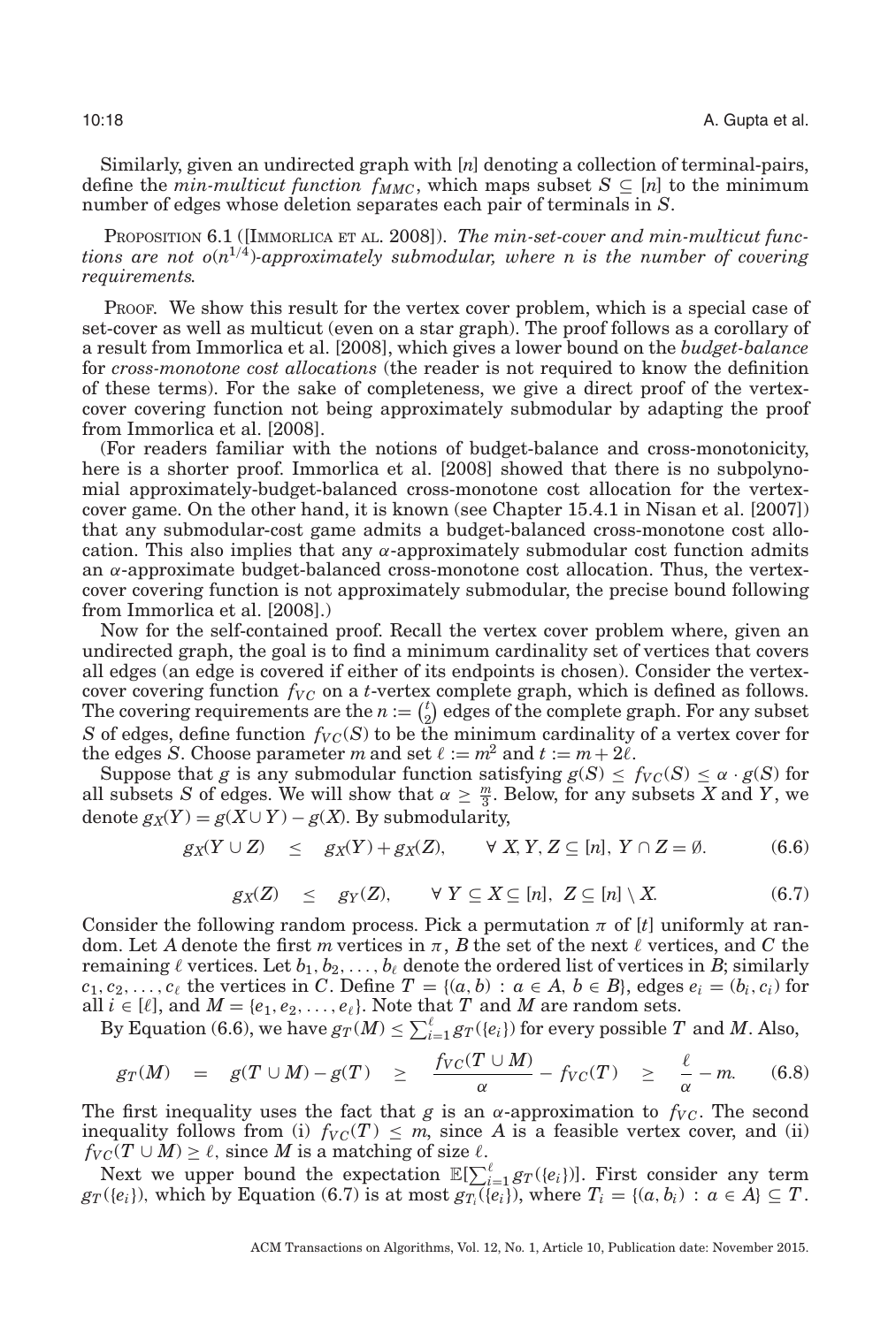Similarly, given an undirected graph with $[n]$ denoting a collection of terminal-pairs, define the *min-multicut function* $f_{MMC}$, which maps subset $S \subseteq [n]$ to the minimum number of edges whose deletion separates each pair of terminals in $S$.

PROPOSITION 6.1 ([IMMORLICA ET AL. 2008]). *The min-set-cover and min-multicut functions are not $o(n^{1/4})$-approximately submodular, where $n$ is the number of covering requirements.*

PROOF. We show this result for the vertex cover problem, which is a special case of set-cover as well as multicut (even on a star graph). The proof follows as a corollary of a result from Immorlica et al. [2008], which gives a lower bound on the *budget-balance* for *cross-monotone cost allocations* (the reader is not required to know the definition of these terms). For the sake of completeness, we give a direct proof of the vertex-cover covering function not being approximately submodular by adapting the proof from Immorlica et al. [2008].

(For readers familiar with the notions of budget-balance and cross-monotonicity, here is a shorter proof. Immorlica et al. [2008] showed that there is no subpolynomial approximately-budget-balanced cross-monotone cost allocation for the vertex-cover game. On the other hand, it is known (see Chapter 15.4.1 in Nisan et al. [2007]) that any submodular-cost game admits a budget-balanced cross-monotone cost allocation. This also implies that any $\alpha$-approximately submodular cost function admits an $\alpha$-approximate budget-balanced cross-monotone cost allocation. Thus, the vertex-cover covering function is not approximately submodular, the precise bound following from Immorlica et al. [2008].)

Now for the self-contained proof. Recall the vertex cover problem where, given an undirected graph, the goal is to find a minimum cardinality set of vertices that covers all edges (an edge is covered if either of its endpoints is chosen). Consider the vertex-cover covering function $f_{VC}$ on a $t$-vertex complete graph, which is defined as follows. The covering requirements are the $n := \binom{t}{2}$ edges of the complete graph. For any subset $S$ of edges, define function $f_{VC}(S)$ to be the minimum cardinality of a vertex cover for the edges $S$. Choose parameter $m$ and set $\ell := m^2$ and $t := m + 2\ell$.

Suppose that $g$ is any submodular function satisfying $g(S) \leq f_{VC}(S) \leq \alpha \cdot g(S)$ for all subsets $S$ of edges. We will show that $\alpha \geq \frac{m}{3}$. Below, for any subsets $X$ and $Y$, we denote $g_X(Y) = g(X \cup Y) - g(X)$. By submodularity,

$$g_X(Y \cup Z) \quad \leq \quad g_X(Y) + g_X(Z), \qquad \forall\, X, Y, Z \subseteq [n],\ Y \cap Z = \emptyset. \tag{6.6}$$

$$g_X(Z) \quad \leq \quad g_Y(Z), \qquad \forall\, Y \subseteq X \subseteq [n],\ Z \subseteq [n] \setminus X. \tag{6.7}$$

Consider the following random process. Pick a permutation $\pi$ of $[t]$ uniformly at random. Let $A$ denote the first $m$ vertices in $\pi$, $B$ the set of the next $\ell$ vertices, and $C$ the remaining $\ell$ vertices. Let $b_1, b_2, \ldots, b_\ell$ denote the ordered list of vertices in $B$; similarly $c_1, c_2, \ldots, c_\ell$ the vertices in $C$. Define $T = \{(a, b) : a \in A,\ b \in B\}$, edges $e_i = (b_i, c_i)$ for all $i \in [\ell]$, and $M = \{e_1, e_2, \ldots, e_\ell\}$. Note that $T$ and $M$ are random sets.

By Equation (6.6), we have $g_T(M) \leq \sum_{i=1}^{\ell} g_T(\{e_i\})$ for every possible $T$ and $M$. Also,

$$g_T(M) \quad = \quad g(T \cup M) - g(T) \quad \geq \quad \frac{f_{VC}(T \cup M)}{\alpha} - f_{VC}(T) \quad \geq \quad \frac{\ell}{\alpha} - m. \tag{6.8}$$

The first inequality uses the fact that $g$ is an $\alpha$-approximation to $f_{VC}$. The second inequality follows from (i) $f_{VC}(T) \leq m$, since $A$ is a feasible vertex cover, and (ii) $f_{VC}(T \cup M) \geq \ell$, since $M$ is a matching of size $\ell$.

Next we upper bound the expectation $\mathbb{E}[\sum_{i=1}^{\ell} g_T(\{e_i\})]$. First consider any term $g_T(\{e_i\})$, which by Equation (6.7) is at most $g_{T_i}(\{e_i\})$, where $T_i = \{(a, b_i) : a \in A\} \subseteq T$.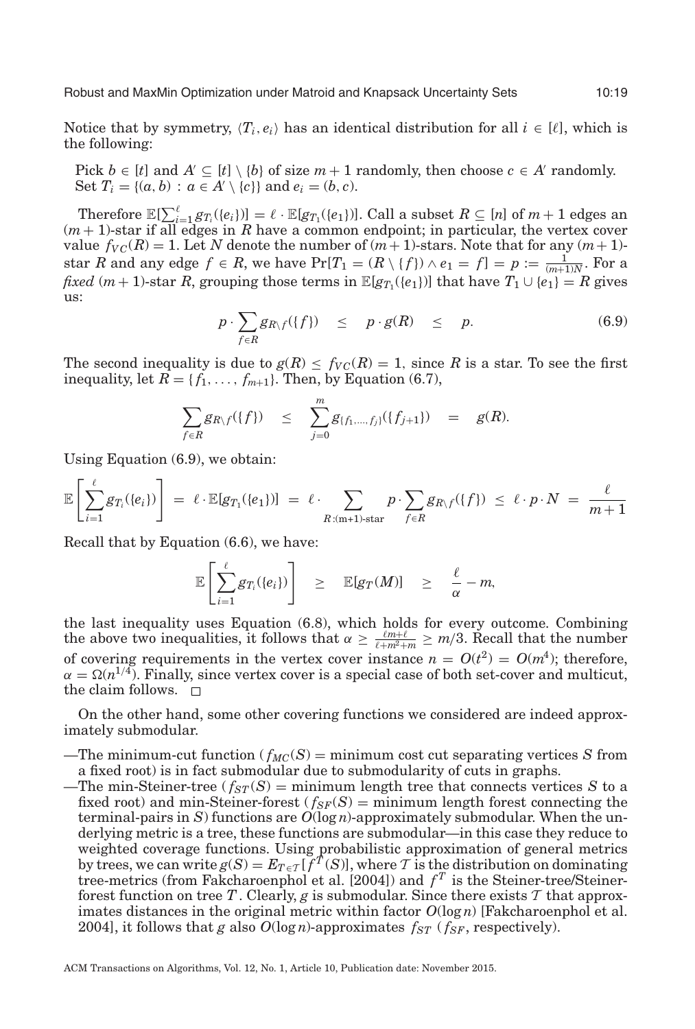Notice that by symmetry, $\langle T_i, e_i \rangle$ has an identical distribution for all $i \in [\ell]$, which is the following:

Pick $b \in [t]$ and $A' \subseteq [t] \setminus \{b\}$ of size $m+1$ randomly, then choose $c \in A'$ randomly. Set $T_i = \{(a, b) : a \in A' \setminus \{c\}\}$ and $e_i = (b, c)$.

Therefore $\mathbb{E}[\sum_{i=1}^{\ell} g_{T_i}(\{e_i\})] = \ell \cdot \mathbb{E}[g_{T_1}(\{e_1\})]$. Call a subset $R \subseteq [n]$ of $m+1$ edges an $(m+1)$-star if all edges in $R$ have a common endpoint; in particular, the vertex cover value $f_{VC}(R) = 1$. Let $N$ denote the number of $(m+1)$-stars. Note that for any $(m+1)$-star $R$ and any edge $f \in R$, we have $\Pr[T_1 = (R \setminus \{f\}) \wedge e_1 = f] = p := \frac{1}{(m+1)N}$. For a *fixed* $(m+1)$-star $R$, grouping those terms in $\mathbb{E}[g_{T_1}(\{e_1\})]$ that have $T_1 \cup \{e_1\} = R$ gives us:

$$p \cdot \sum_{f \in R} g_{R \setminus f}(\{f\}) \quad \leq \quad p \cdot g(R) \quad \leq \quad p. \tag{6.9}$$

The second inequality is due to $g(R) \leq f_{VC}(R) = 1$, since $R$ is a star. To see the first inequality, let $R = \{f_1, \ldots, f_{m+1}\}$. Then, by Equation (6.7),

$$\sum_{f \in R} g_{R \setminus f}(\{f\}) \quad \leq \quad \sum_{j=0}^{m} g_{\{f_1, \ldots, f_j\}}(\{f_{j+1}\}) \quad = \quad g(R).$$

Using Equation (6.9), we obtain:

$$\mathbb{E}\left[\sum_{i=1}^{\ell} g_{T_i}(\{e_i\})\right] \;=\; \ell \cdot \mathbb{E}[g_{T_1}(\{e_1\})] \;=\; \ell \cdot \sum_{R:(\text{m+1})\text{-star}} p \cdot \sum_{f \in R} g_{R \setminus f}(\{f\}) \;\leq\; \ell \cdot p \cdot N \;=\; \frac{\ell}{m+1}$$

Recall that by Equation (6.6), we have:

$$\mathbb{E}\left[\sum_{i=1}^{\ell} g_{T_i}(\{e_i\})\right] \quad \geq \quad \mathbb{E}[g_T(M)] \quad \geq \quad \frac{\ell}{\alpha} - m,$$

the last inequality uses Equation (6.8), which holds for every outcome. Combining the above two inequalities, it follows that $\alpha \geq \frac{\ell m + \ell}{\ell + m^2 + m} \geq m/3$. Recall that the number of covering requirements in the vertex cover instance $n = O(t^2) = O(m^4)$; therefore, $\alpha = \Omega(n^{1/4})$. Finally, since vertex cover is a special case of both set-cover and multicut, the claim follows. $\square$

On the other hand, some other covering functions we considered are indeed approximately submodular.

- The minimum-cut function ($f_{MC}(S)$ = minimum cost cut separating vertices $S$ from a fixed root) is in fact submodular due to submodularity of cuts in graphs.
- The min-Steiner-tree ($f_{ST}(S)$ = minimum length tree that connects vertices $S$ to a fixed root) and min-Steiner-forest ($f_{SF}(S)$ = minimum length forest connecting the terminal-pairs in $S$) functions are $O(\log n)$-approximately submodular. When the underlying metric is a tree, these functions are submodular—in this case they reduce to weighted coverage functions. Using probabilistic approximation of general metrics by trees, we can write $g(S) = E_{T \in \mathcal{T}}[f^T(S)]$, where $\mathcal{T}$ is the distribution on dominating tree-metrics (from Fakcharoenphol et al. [2004]) and $f^T$ is the Steiner-tree/Steiner-forest function on tree $T$. Clearly, $g$ is submodular. Since there exists $\mathcal{T}$ that approximates distances in the original metric within factor $O(\log n)$ [Fakcharoenphol et al. 2004], it follows that $g$ also $O(\log n)$-approximates $f_{ST}$ ($f_{SF}$, respectively).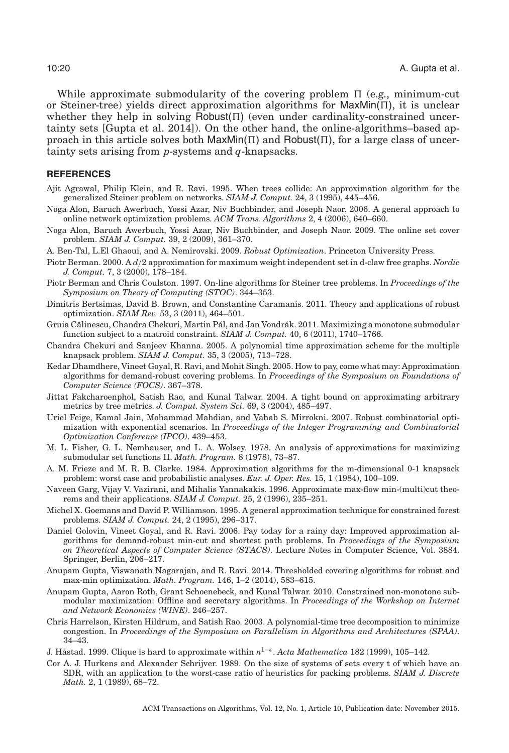While approximate submodularity of the covering problem Π (e.g., minimum-cut or Steiner-tree) yields direct approximation algorithms for MaxMin(Π), it is unclear whether they help in solving Robust(Π) (even under cardinality-constrained uncertainty sets [Gupta et al. 2014]). On the other hand, the online-algorithms–based approach in this article solves both MaxMin(Π) and Robust(Π), for a large class of uncertainty sets arising from $p$-systems and $q$-knapsacks.

## REFERENCES

Ajit Agrawal, Philip Klein, and R. Ravi. 1995. When trees collide: An approximation algorithm for the generalized Steiner problem on networks. *SIAM J. Comput.* 24, 3 (1995), 445–456.

Noga Alon, Baruch Awerbuch, Yossi Azar, Niv Buchbinder, and Joseph Naor. 2006. A general approach to online network optimization problems. *ACM Trans. Algorithms* 2, 4 (2006), 640–660.

Noga Alon, Baruch Awerbuch, Yossi Azar, Niv Buchbinder, and Joseph Naor. 2009. The online set cover problem. *SIAM J. Comput.* 39, 2 (2009), 361–370.

A. Ben-Tal, L.El Ghaoui, and A. Nemirovski. 2009. *Robust Optimization*. Princeton University Press.

Piotr Berman. 2000. A $d/2$ approximation for maximum weight independent set in d-claw free graphs. *Nordic J. Comput.* 7, 3 (2000), 178–184.

Piotr Berman and Chris Coulston. 1997. On-line algorithms for Steiner tree problems. In *Proceedings of the Symposium on Theory of Computing (STOC)*. 344–353.

Dimitris Bertsimas, David B. Brown, and Constantine Caramanis. 2011. Theory and applications of robust optimization. *SIAM Rev.* 53, 3 (2011), 464–501.

Gruia Călinescu, Chandra Chekuri, Martin Pál, and Jan Vondrák. 2011. Maximizing a monotone submodular function subject to a matroid constraint. *SIAM J. Comput.* 40, 6 (2011), 1740–1766.

Chandra Chekuri and Sanjeev Khanna. 2005. A polynomial time approximation scheme for the multiple knapsack problem. *SIAM J. Comput.* 35, 3 (2005), 713–728.

Kedar Dhamdhere, Vineet Goyal, R. Ravi, and Mohit Singh. 2005. How to pay, come what may: Approximation algorithms for demand-robust covering problems. In *Proceedings of the Symposium on Foundations of Computer Science (FOCS)*. 367–378.

Jittat Fakcharoenphol, Satish Rao, and Kunal Talwar. 2004. A tight bound on approximating arbitrary metrics by tree metrics. *J. Comput. System Sci.* 69, 3 (2004), 485–497.

Uriel Feige, Kamal Jain, Mohammad Mahdian, and Vahab S. Mirrokni. 2007. Robust combinatorial optimization with exponential scenarios. In *Proceedings of the Integer Programming and Combinatorial Optimization Conference (IPCO)*. 439–453.

M. L. Fisher, G. L. Nemhauser, and L. A. Wolsey. 1978. An analysis of approximations for maximizing submodular set functions II. *Math. Program.* 8 (1978), 73–87.

A. M. Frieze and M. R. B. Clarke. 1984. Approximation algorithms for the m-dimensional 0-1 knapsack problem: worst case and probabilistic analyses. *Eur. J. Oper. Res.* 15, 1 (1984), 100–109.

Naveen Garg, Vijay V. Vazirani, and Mihalis Yannakakis. 1996. Approximate max-flow min-(multi)cut theorems and their applications. *SIAM J. Comput.* 25, 2 (1996), 235–251.

Michel X. Goemans and David P. Williamson. 1995. A general approximation technique for constrained forest problems. *SIAM J. Comput.* 24, 2 (1995), 296–317.

Daniel Golovin, Vineet Goyal, and R. Ravi. 2006. Pay today for a rainy day: Improved approximation algorithms for demand-robust min-cut and shortest path problems. In *Proceedings of the Symposium on Theoretical Aspects of Computer Science (STACS)*. Lecture Notes in Computer Science, Vol. 3884. Springer, Berlin, 206–217.

Anupam Gupta, Viswanath Nagarajan, and R. Ravi. 2014. Thresholded covering algorithms for robust and max-min optimization. *Math. Program.* 146, 1–2 (2014), 583–615.

Anupam Gupta, Aaron Roth, Grant Schoenebeck, and Kunal Talwar. 2010. Constrained non-monotone submodular maximization: Offline and secretary algorithms. In *Proceedings of the Workshop on Internet and Network Economics (WINE)*. 246–257.

Chris Harrelson, Kirsten Hildrum, and Satish Rao. 2003. A polynomial-time tree decomposition to minimize congestion. In *Proceedings of the Symposium on Parallelism in Algorithms and Architectures (SPAA)*. 34–43.

J. Håstad. 1999. Clique is hard to approximate within $n^{1-\epsilon}$. *Acta Mathematica* 182 (1999), 105–142.

Cor A. J. Hurkens and Alexander Schrijver. 1989. On the size of systems of sets every t of which have an SDR, with an application to the worst-case ratio of heuristics for packing problems. *SIAM J. Discrete Math.* 2, 1 (1989), 68–72.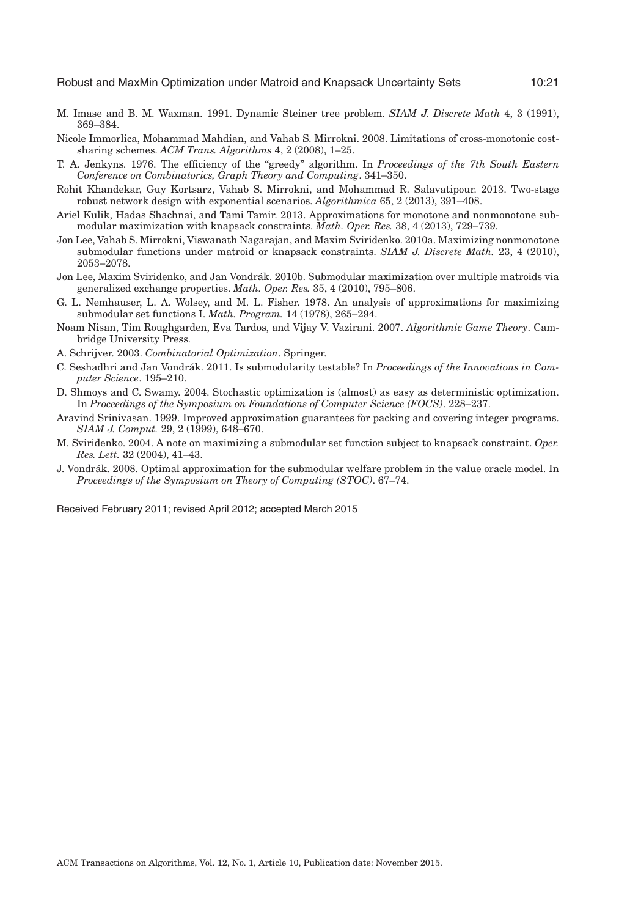M. Imase and B. M. Waxman. 1991. Dynamic Steiner tree problem. *SIAM J. Discrete Math* 4, 3 (1991), 369–384.

Nicole Immorlica, Mohammad Mahdian, and Vahab S. Mirrokni. 2008. Limitations of cross-monotonic cost-sharing schemes. *ACM Trans. Algorithms* 4, 2 (2008), 1–25.

T. A. Jenkyns. 1976. The efficiency of the "greedy" algorithm. In *Proceedings of the 7th South Eastern Conference on Combinatorics, Graph Theory and Computing*. 341–350.

Rohit Khandekar, Guy Kortsarz, Vahab S. Mirrokni, and Mohammad R. Salavatipour. 2013. Two-stage robust network design with exponential scenarios. *Algorithmica* 65, 2 (2013), 391–408.

Ariel Kulik, Hadas Shachnai, and Tami Tamir. 2013. Approximations for monotone and nonmonotone submodular maximization with knapsack constraints. *Math. Oper. Res.* 38, 4 (2013), 729–739.

Jon Lee, Vahab S. Mirrokni, Viswanath Nagarajan, and Maxim Sviridenko. 2010a. Maximizing nonmonotone submodular functions under matroid or knapsack constraints. *SIAM J. Discrete Math.* 23, 4 (2010), 2053–2078.

Jon Lee, Maxim Sviridenko, and Jan Vondrák. 2010b. Submodular maximization over multiple matroids via generalized exchange properties. *Math. Oper. Res.* 35, 4 (2010), 795–806.

G. L. Nemhauser, L. A. Wolsey, and M. L. Fisher. 1978. An analysis of approximations for maximizing submodular set functions I. *Math. Program.* 14 (1978), 265–294.

Noam Nisan, Tim Roughgarden, Eva Tardos, and Vijay V. Vazirani. 2007. *Algorithmic Game Theory*. Cambridge University Press.

A. Schrijver. 2003. *Combinatorial Optimization*. Springer.

C. Seshadhri and Jan Vondrák. 2011. Is submodularity testable? In *Proceedings of the Innovations in Computer Science*. 195–210.

D. Shmoys and C. Swamy. 2004. Stochastic optimization is (almost) as easy as deterministic optimization. In *Proceedings of the Symposium on Foundations of Computer Science (FOCS)*. 228–237.

Aravind Srinivasan. 1999. Improved approximation guarantees for packing and covering integer programs. *SIAM J. Comput.* 29, 2 (1999), 648–670.

M. Sviridenko. 2004. A note on maximizing a submodular set function subject to knapsack constraint. *Oper. Res. Lett.* 32 (2004), 41–43.

J. Vondrák. 2008. Optimal approximation for the submodular welfare problem in the value oracle model. In *Proceedings of the Symposium on Theory of Computing (STOC)*. 67–74.

Received February 2011; revised April 2012; accepted March 2015